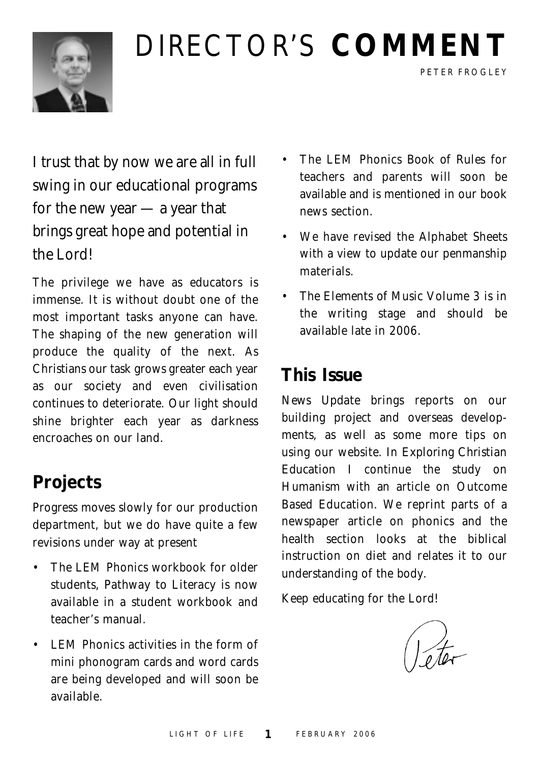# DIRECTOR'S **COMMENT**

PETER FROGLEY

I trust that by now we are all in full swing in our educational programs for the new year — a year that brings great hope and potential in the Lord!

The privilege we have as educators is immense. It is without doubt one of the most important tasks anyone can have. The shaping of the new generation will produce the quality of the next. As Christians our task grows greater each year as our society and even civilisation continues to deteriorate. Our light should shine brighter each year as darkness encroaches on our land.

## Projects

Progress moves slowly for our production department, but we do have quite a few revisions under way at present

- The LEM Phonics workbook for older students, Pathway to Literacy is now available in a student workbook and teacher's manual.
- LEM Phonics activities in the form of mini phonogram cards and word cards are being developed and will soon be available.
- The LEM Phonics Book of Rules for teachers and parents will soon be available and is mentioned in our book news section.
- We have revised the Alphabet Sheets with a view to update our penmanship materials.
- The Elements of Music Volume 3 is in the writing stage and should be available late in 2006.

## This Issue

News Update brings reports on our building project and overseas developments, as well as some more tips on using our website. In Exploring Christian Education I continue the study on Humanism with an article on Outcome Based Education. We reprint parts of a newspaper article on phonics and the health section looks at the biblical instruction on diet and relates it to our understanding of the body.

Keep educating for the Lord!

Peter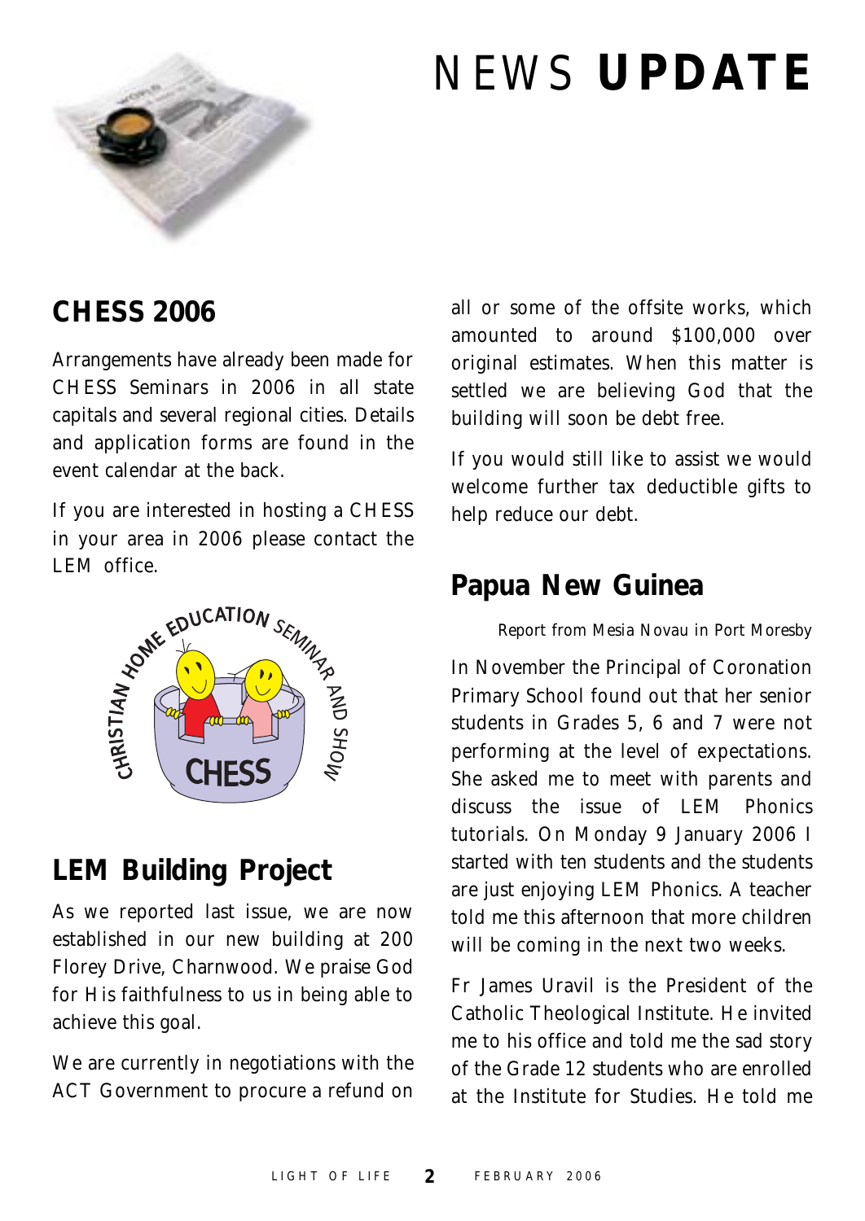# NEWS **UPDATE**

## CHESS 2006

Arrangements have already been made for CHESS Seminars in 2006 in all state capitals and several regional cities. Details and application forms are found in the event calendar at the back.

If you are interested in hosting a CHESS in your area in 2006 please contact the LEM office.

## LEM Building Project

As we reported last issue, we are now established in our new building at 200 Florey Drive, Charnwood. We praise God for His faithfulness to us in being able to achieve this goal.

We are currently in negotiations with the ACT Government to procure a refund on all or some of the offsite works, which amounted to around $100,000 over original estimates. When this matter is settled we are believing God that the building will soon be debt free.

If you would still like to assist we would welcome further tax deductible gifts to help reduce our debt.

## Papua New Guinea

*Report from Mesia Novau in Port Moresby*

In November the Principal of Coronation Primary School found out that her senior students in Grades 5, 6 and 7 were not performing at the level of expectations. She asked me to meet with parents and discuss the issue of LEM Phonics tutorials. On Monday 9 January 2006 I started with ten students and the students are just enjoying LEM Phonics. A teacher told me this afternoon that more children will be coming in the next two weeks.

Fr James Uravil is the President of the Catholic Theological Institute. He invited me to his office and told me the sad story of the Grade 12 students who are enrolled at the Institute for Studies. He told me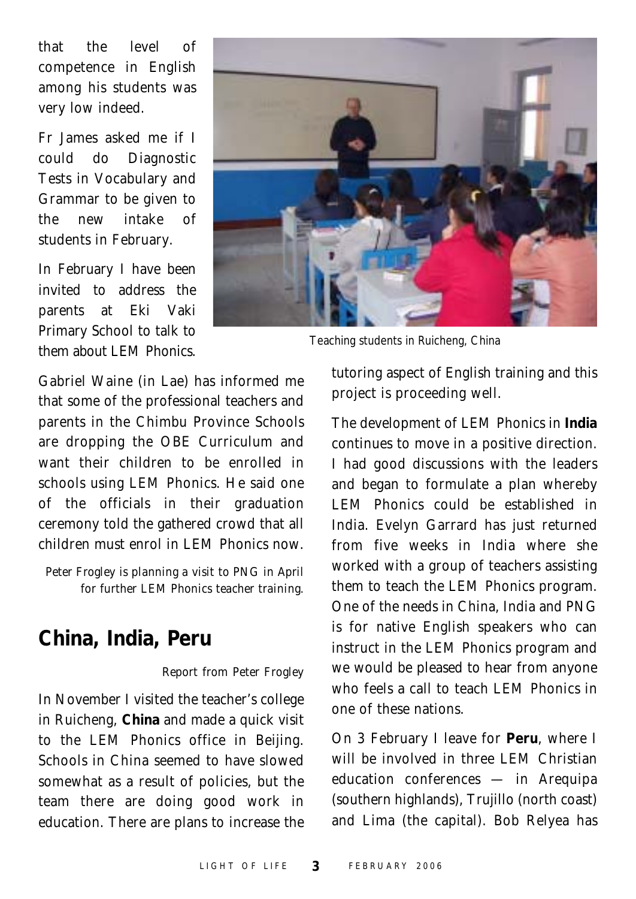that the level of competence in English among his students was very low indeed.

Fr James asked me if I could do Diagnostic Tests in Vocabulary and Grammar to be given to the new intake of students in February.

In February I have been invited to address the parents at Eki Vaki Primary School to talk to them about LEM Phonics.

Teaching students in Ruicheng, China

Gabriel Waine (in Lae) has informed me that some of the professional teachers and parents in the Chimbu Province Schools are dropping the OBE Curriculum and want their children to be enrolled in schools using LEM Phonics. He said one of the officials in their graduation ceremony told the gathered crowd that all children must enrol in LEM Phonics now.

*Peter Frogley is planning a visit to PNG in April for further LEM Phonics teacher training.*

## China, India, Peru

*Report from Peter Frogley*

In November I visited the teacher's college in Ruicheng, **China** and made a quick visit to the LEM Phonics office in Beijing. Schools in China seemed to have slowed somewhat as a result of policies, but the team there are doing good work in education. There are plans to increase the tutoring aspect of English training and this project is proceeding well.

The development of LEM Phonics in **India** continues to move in a positive direction. I had good discussions with the leaders and began to formulate a plan whereby LEM Phonics could be established in India. Evelyn Garrard has just returned from five weeks in India where she worked with a group of teachers assisting them to teach the LEM Phonics program. One of the needs in China, India and PNG is for native English speakers who can instruct in the LEM Phonics program and we would be pleased to hear from anyone who feels a call to teach LEM Phonics in one of these nations.

On 3 February I leave for **Peru**, where I will be involved in three LEM Christian education conferences — in Arequipa (southern highlands), Trujillo (north coast) and Lima (the capital). Bob Relyea has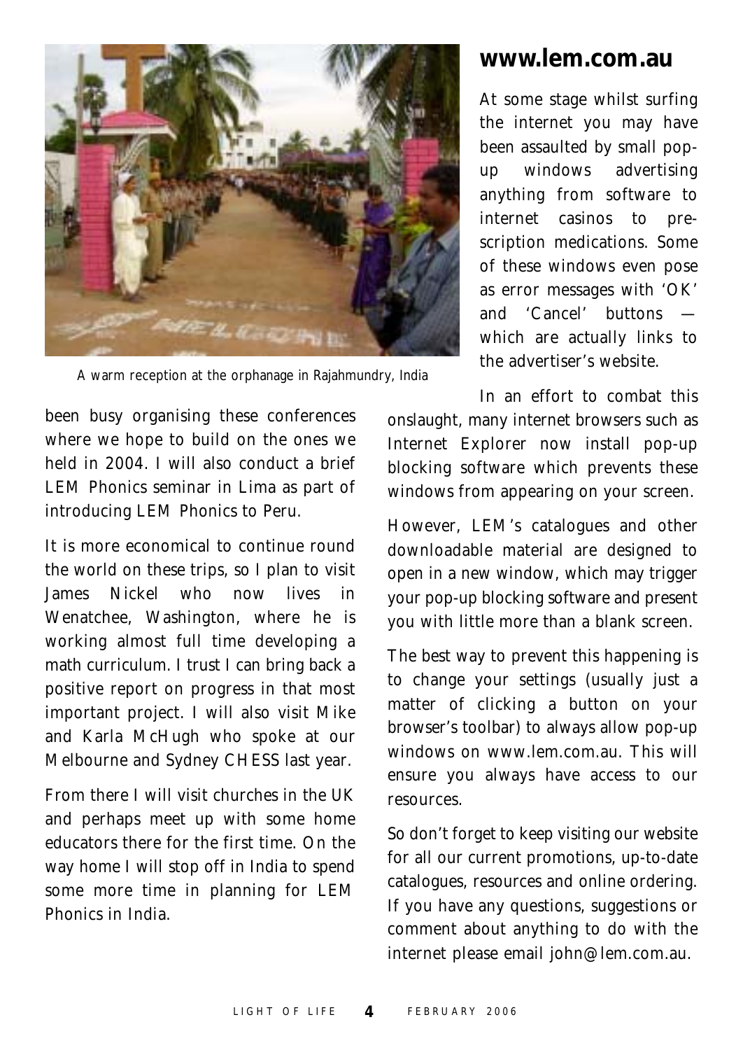A warm reception at the orphanage in Rajahmundry, India

been busy organising these conferences where we hope to build on the ones we held in 2004. I will also conduct a brief LEM Phonics seminar in Lima as part of introducing LEM Phonics to Peru.

It is more economical to continue round the world on these trips, so I plan to visit James Nickel who now lives in Wenatchee, Washington, where he is working almost full time developing a math curriculum. I trust I can bring back a positive report on progress in that most important project. I will also visit Mike and Karla McHugh who spoke at our Melbourne and Sydney CHESS last year.

From there I will visit churches in the UK and perhaps meet up with some home educators there for the first time. On the way home I will stop off in India to spend some more time in planning for LEM Phonics in India.

## www.lem.com.au

At some stage whilst surfing the internet you may have been assaulted by small pop-up windows advertising anything from software to internet casinos to pre-scription medications. Some of these windows even pose as error messages with 'OK' and 'Cancel' buttons — which are actually links to the advertiser's website.

In an effort to combat this onslaught, many internet browsers such as Internet Explorer now install pop-up blocking software which prevents these windows from appearing on your screen.

However, LEM's catalogues and other downloadable material are designed to open in a new window, which may trigger your pop-up blocking software and present you with little more than a blank screen.

The best way to prevent this happening is to change your settings (usually just a matter of clicking a button on your browser's toolbar) to always allow pop-up windows on www.lem.com.au. This will ensure you always have access to our resources.

So don't forget to keep visiting our website for all our current promotions, up-to-date catalogues, resources and online ordering. If you have any questions, suggestions or comment about anything to do with the internet please email john@lem.com.au.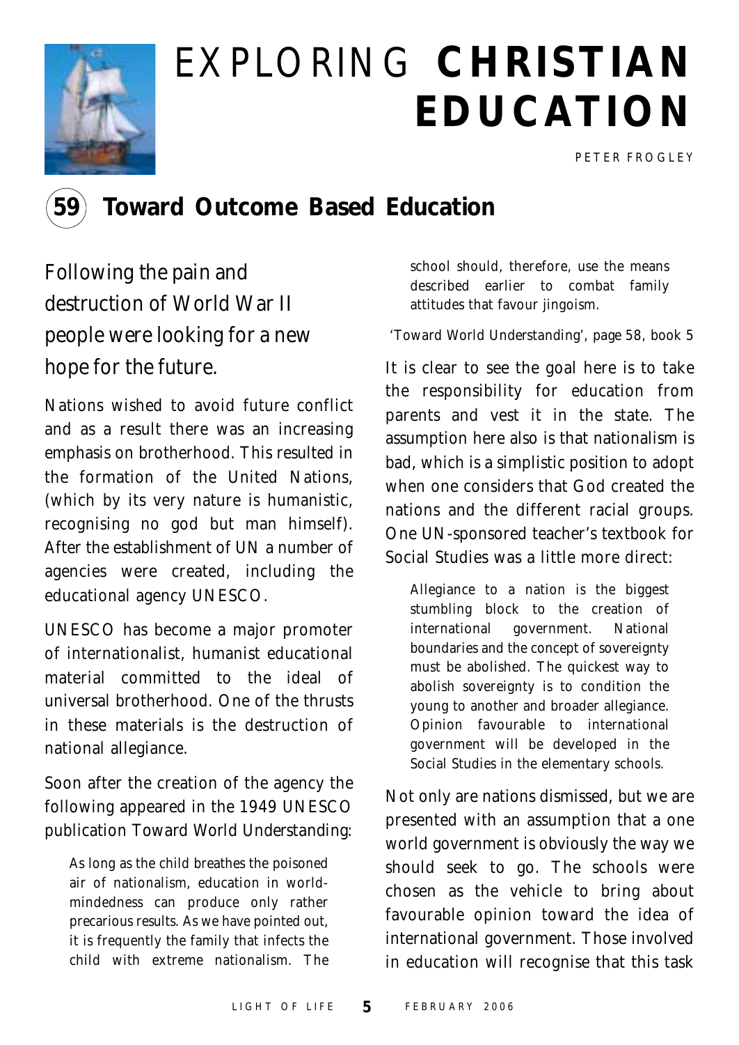# EXPLORING **CHRISTIAN EDUCATION**

PETER FROGLEY

## 59 Toward Outcome Based Education

Following the pain and destruction of World War II people were looking for a new hope for the future.

Nations wished to avoid future conflict and as a result there was an increasing emphasis on brotherhood. This resulted in the formation of the United Nations, (which by its very nature is humanistic, recognising no god but man himself). After the establishment of UN a number of agencies were created, including the educational agency UNESCO.

UNESCO has become a major promoter of internationalist, humanist educational material committed to the ideal of universal brotherhood. One of the thrusts in these materials is the destruction of national allegiance.

Soon after the creation of the agency the following appeared in the 1949 UNESCO publication Toward World Understanding:

> As long as the child breathes the poisoned air of nationalism, education in world-mindedness can produce only rather precarious results. As we have pointed out, it is frequently the family that infects the child with extreme nationalism. The school should, therefore, use the means described earlier to combat family attitudes that favour jingoism.

'Toward World Understanding', page 58, book 5

It is clear to see the goal here is to take the responsibility for education from parents and vest it in the state. The assumption here also is that nationalism is bad, which is a simplistic position to adopt when one considers that God created the nations and the different racial groups. One UN-sponsored teacher's textbook for Social Studies was a little more direct:

> Allegiance to a nation is the biggest stumbling block to the creation of international government. National boundaries and the concept of sovereignty must be abolished. The quickest way to abolish sovereignty is to condition the young to another and broader allegiance. Opinion favourable to international government will be developed in the Social Studies in the elementary schools.

Not only are nations dismissed, but we are presented with an assumption that a one world government is obviously the way we should seek to go. The schools were chosen as the vehicle to bring about favourable opinion toward the idea of international government. Those involved in education will recognise that this task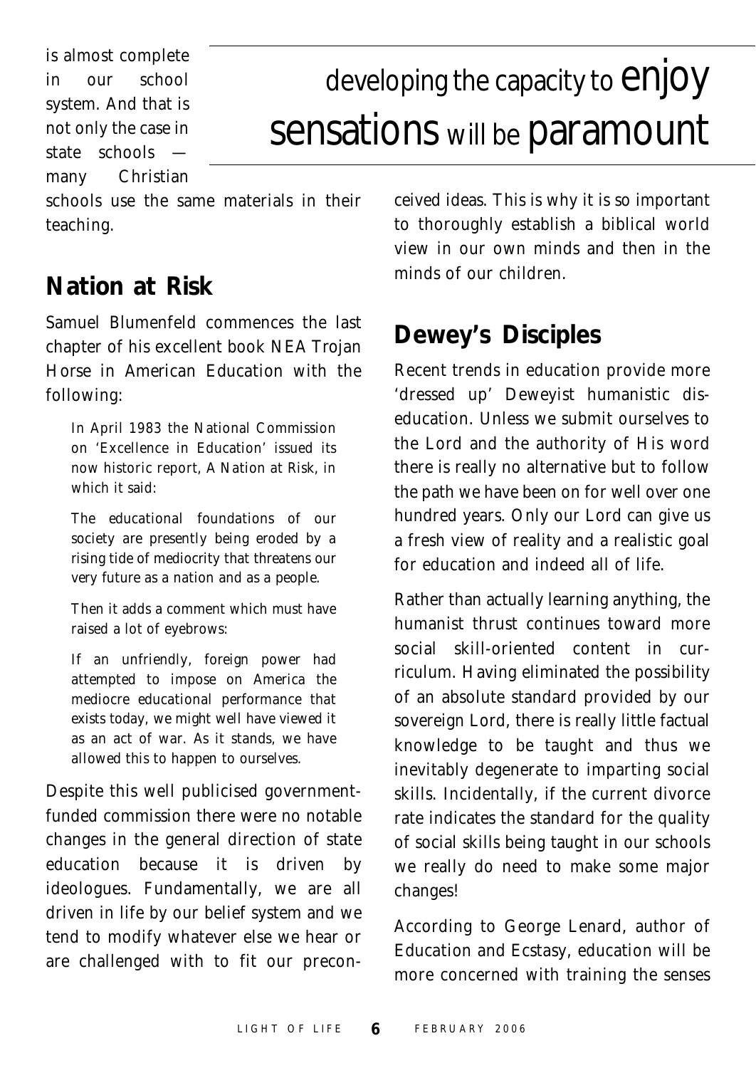is almost complete in our school system. And that is not only the case in state schools — many Christian schools use the same materials in their teaching.

> developing the capacity to enjoy sensations will be paramount

## Nation at Risk

Samuel Blumenfeld commences the last chapter of his excellent book NEA Trojan Horse in American Education with the following:

> In April 1983 the National Commission on 'Excellence in Education' issued its now historic report, A Nation at Risk, in which it said:
>
> The educational foundations of our society are presently being eroded by a rising tide of mediocrity that threatens our very future as a nation and as a people.
>
> Then it adds a comment which must have raised a lot of eyebrows:
>
> If an unfriendly, foreign power had attempted to impose on America the mediocre educational performance that exists today, we might well have viewed it as an act of war. As it stands, we have allowed this to happen to ourselves.

Despite this well publicised government-funded commission there were no notable changes in the general direction of state education because it is driven by ideologues. Fundamentally, we are all driven in life by our belief system and we tend to modify whatever else we hear or are challenged with to fit our preconceived ideas. This is why it is so important to thoroughly establish a biblical world view in our own minds and then in the minds of our children.

## Dewey's Disciples

Recent trends in education provide more 'dressed up' Deweyist humanistic dis-education. Unless we submit ourselves to the Lord and the authority of His word there is really no alternative but to follow the path we have been on for well over one hundred years. Only our Lord can give us a fresh view of reality and a realistic goal for education and indeed all of life.

Rather than actually learning anything, the humanist thrust continues toward more social skill-oriented content in curriculum. Having eliminated the possibility of an absolute standard provided by our sovereign Lord, there is really little factual knowledge to be taught and thus we inevitably degenerate to imparting social skills. Incidentally, if the current divorce rate indicates the standard for the quality of social skills being taught in our schools we really do need to make some major changes!

According to George Lenard, author of Education and Ecstasy, education will be more concerned with training the senses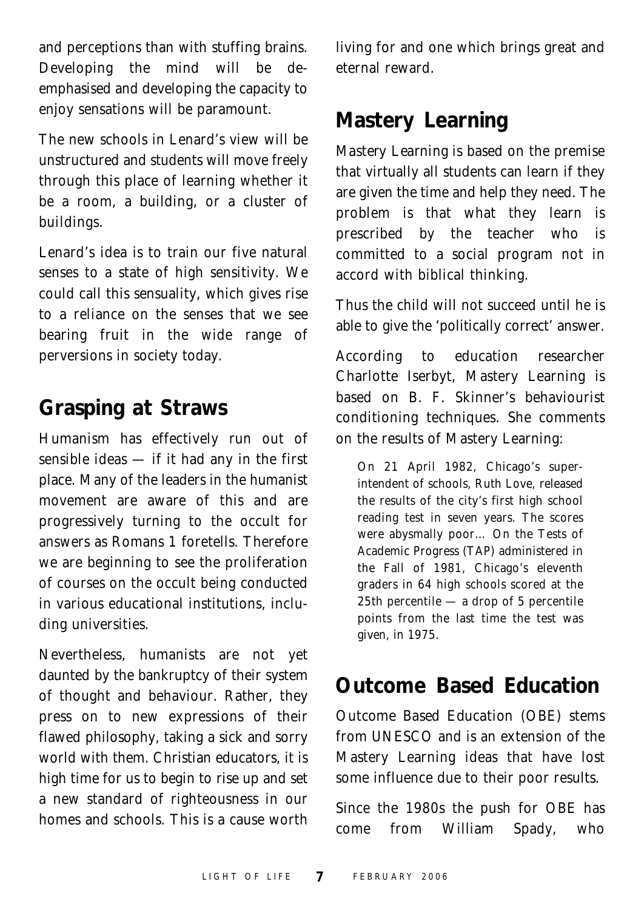and perceptions than with stuffing brains. Developing the mind will be deemphasised and developing the capacity to enjoy sensations will be paramount.

The new schools in Lenard's view will be unstructured and students will move freely through this place of learning whether it be a room, a building, or a cluster of buildings.

Lenard's idea is to train our five natural senses to a state of high sensitivity. We could call this sensuality, which gives rise to a reliance on the senses that we see bearing fruit in the wide range of perversions in society today.

## Grasping at Straws

Humanism has effectively run out of sensible ideas — if it had any in the first place. Many of the leaders in the humanist movement are aware of this and are progressively turning to the occult for answers as Romans 1 foretells. Therefore we are beginning to see the proliferation of courses on the occult being conducted in various educational institutions, including universities.

Nevertheless, humanists are not yet daunted by the bankruptcy of their system of thought and behaviour. Rather, they press on to new expressions of their flawed philosophy, taking a sick and sorry world with them. Christian educators, it is high time for us to begin to rise up and set a new standard of righteousness in our homes and schools. This is a cause worth living for and one which brings great and eternal reward.

## Mastery Learning

Mastery Learning is based on the premise that virtually all students can learn if they are given the time and help they need. The problem is that what they learn is prescribed by the teacher who is committed to a social program not in accord with biblical thinking.

Thus the child will not succeed until he is able to give the 'politically correct' answer.

According to education researcher Charlotte Iserbyt, Mastery Learning is based on B. F. Skinner's behaviourist conditioning techniques. She comments on the results of Mastery Learning:

> On 21 April 1982, Chicago's superintendent of schools, Ruth Love, released the results of the city's first high school reading test in seven years. The scores were abysmally poor... On the Tests of Academic Progress (TAP) administered in the Fall of 1981, Chicago's eleventh graders in 64 high schools scored at the 25th percentile — a drop of 5 percentile points from the last time the test was given, in 1975.

## Outcome Based Education

Outcome Based Education (OBE) stems from UNESCO and is an extension of the Mastery Learning ideas that have lost some influence due to their poor results.

Since the 1980s the push for OBE has come from William Spady, who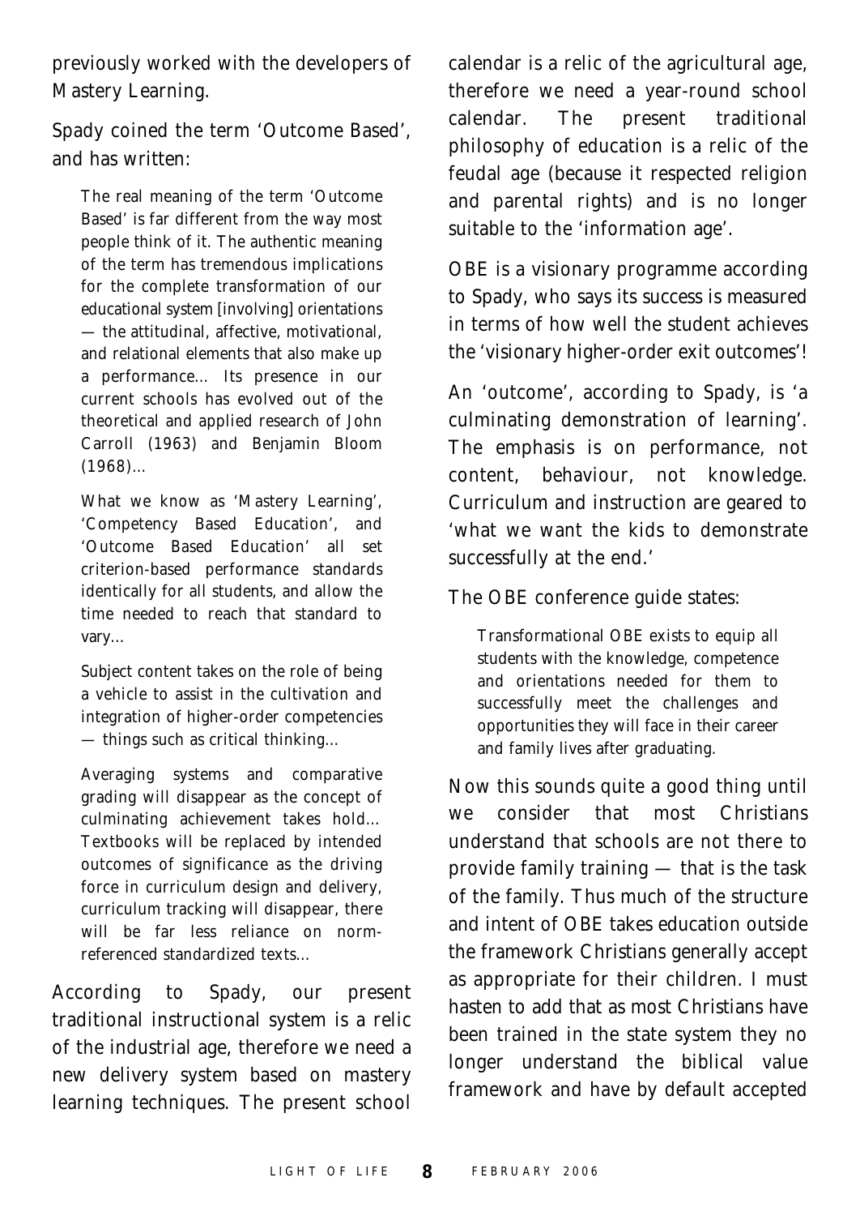previously worked with the developers of Mastery Learning.

Spady coined the term 'Outcome Based', and has written:

> The real meaning of the term 'Outcome Based' is far different from the way most people think of it. The authentic meaning of the term has tremendous implications for the complete transformation of our educational system [involving] orientations — the attitudinal, affective, motivational, and relational elements that also make up a performance... Its presence in our current schools has evolved out of the theoretical and applied research of John Carroll (1963) and Benjamin Bloom (1968)...
>
> What we know as 'Mastery Learning', 'Competency Based Education', and 'Outcome Based Education' all set criterion-based performance standards identically for all students, and allow the time needed to reach that standard to vary...
>
> Subject content takes on the role of being a vehicle to assist in the cultivation and integration of higher-order competencies — things such as critical thinking...
>
> Averaging systems and comparative grading will disappear as the concept of culminating achievement takes hold... Textbooks will be replaced by intended outcomes of significance as the driving force in curriculum design and delivery, curriculum tracking will disappear, there will be far less reliance on norm-referenced standardized texts...

According to Spady, our present traditional instructional system is a relic of the industrial age, therefore we need a new delivery system based on mastery learning techniques. The present school calendar is a relic of the agricultural age, therefore we need a year-round school calendar. The present traditional philosophy of education is a relic of the feudal age (because it respected religion and parental rights) and is no longer suitable to the 'information age'.

OBE is a visionary programme according to Spady, who says its success is measured in terms of how well the student achieves the 'visionary higher-order exit outcomes'!

An 'outcome', according to Spady, is 'a culminating demonstration of learning'. The emphasis is on performance, not content, behaviour, not knowledge. Curriculum and instruction are geared to 'what we want the kids to demonstrate successfully at the end.'

The OBE conference guide states:

> Transformational OBE exists to equip all students with the knowledge, competence and orientations needed for them to successfully meet the challenges and opportunities they will face in their career and family lives after graduating.

Now this sounds quite a good thing until we consider that most Christians understand that schools are not there to provide family training — that is the task of the family. Thus much of the structure and intent of OBE takes education outside the framework Christians generally accept as appropriate for their children. I must hasten to add that as most Christians have been trained in the state system they no longer understand the biblical value framework and have by default accepted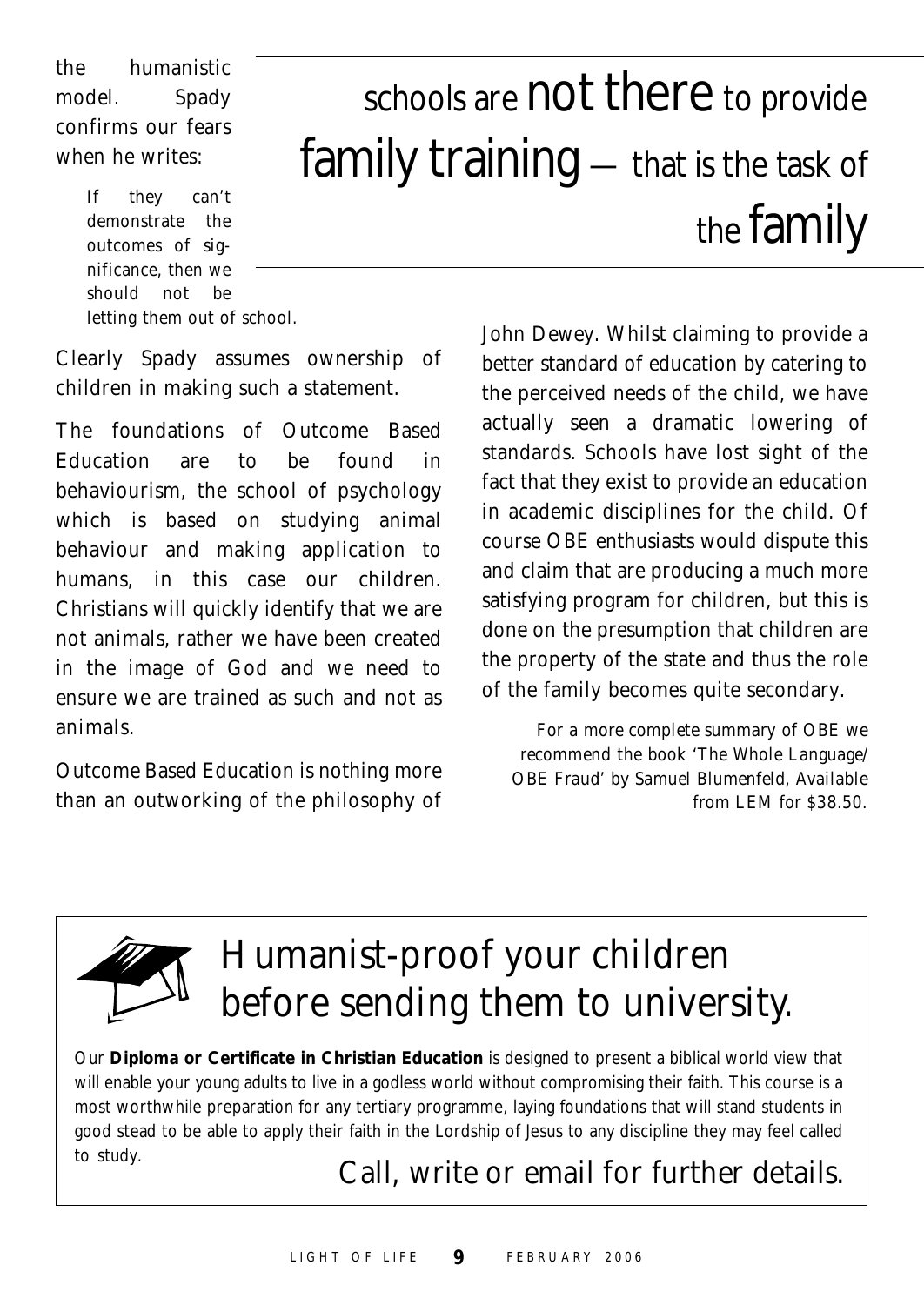the humanistic model. Spady confirms our fears when he writes:

> If they can't demonstrate the outcomes of significance, then we should not be letting them out of school.

> schools are **not there** to provide **family training** — that is the task of the **family**

Clearly Spady assumes ownership of children in making such a statement.

The foundations of Outcome Based Education are to be found in behaviourism, the school of psychology which is based on studying animal behaviour and making application to humans, in this case our children. Christians will quickly identify that we are not animals, rather we have been created in the image of God and we need to ensure we are trained as such and not as animals.

Outcome Based Education is nothing more than an outworking of the philosophy of John Dewey. Whilst claiming to provide a better standard of education by catering to the perceived needs of the child, we have actually seen a dramatic lowering of standards. Schools have lost sight of the fact that they exist to provide an education in academic disciplines for the child. Of course OBE enthusiasts would dispute this and claim that are producing a much more satisfying program for children, but this is done on the presumption that children are the property of the state and thus the role of the family becomes quite secondary.

*For a more complete summary of OBE we recommend the book 'The Whole Language/OBE Fraud' by Samuel Blumenfeld, Available from LEM for $38.50.*

---

# Humanist-proof your children before sending them to university.

Our **Diploma or Certificate in Christian Education** is designed to present a biblical world view that will enable your young adults to live in a godless world without compromising their faith. This course is a most worthwhile preparation for any tertiary programme, laying foundations that will stand students in good stead to be able to apply their faith in the Lordship of Jesus to any discipline they may feel called to study.

Call, write or email for further details.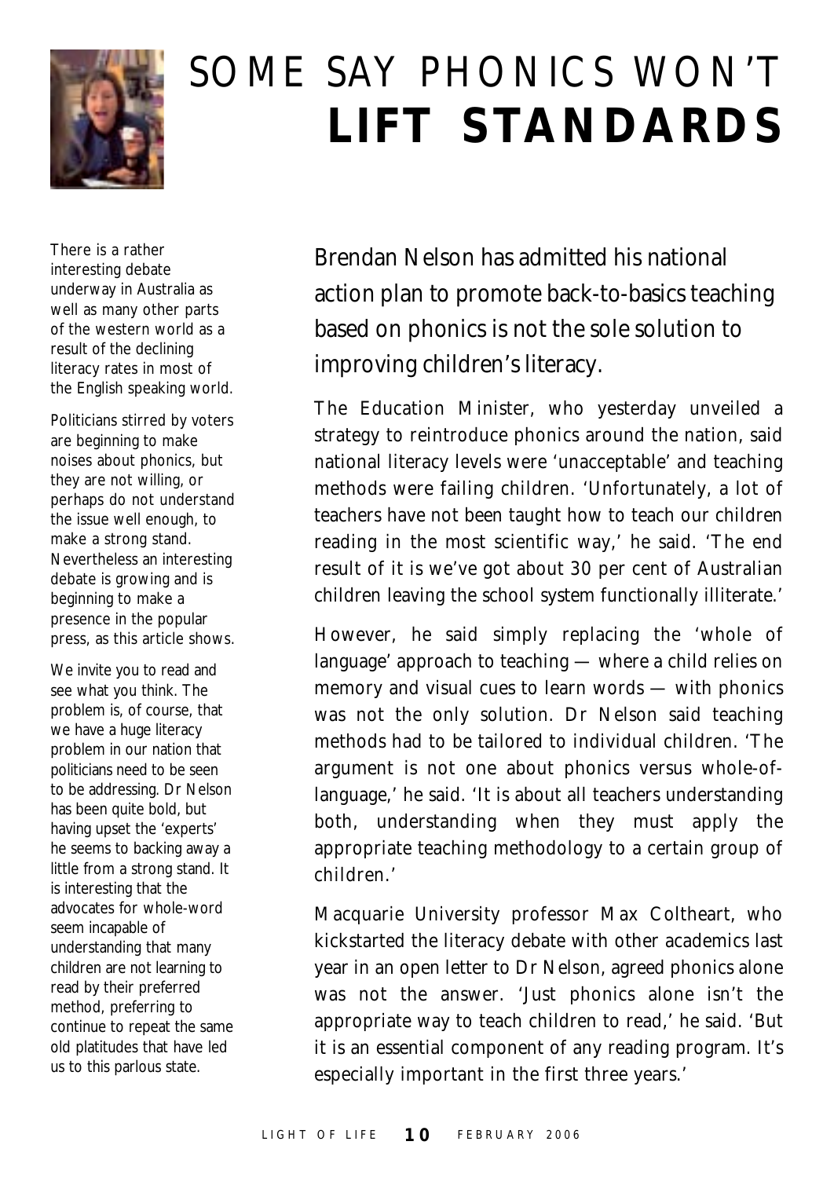# SOME SAY PHONICS WON'T **LIFT STANDARDS**

*There is a rather interesting debate underway in Australia as well as many other parts of the western world as a result of the declining literacy rates in most of the English speaking world.*

*Politicians stirred by voters are beginning to make noises about phonics, but they are not willing, or perhaps do not understand the issue well enough, to make a strong stand. Nevertheless an interesting debate is growing and is beginning to make a presence in the popular press, as this article shows.*

*We invite you to read and see what you think. The problem is, of course, that we have a huge literacy problem in our nation that politicians need to be seen to be addressing. Dr Nelson has been quite bold, but having upset the 'experts' he seems to backing away a little from a strong stand. It is interesting that the advocates for whole-word seem incapable of understanding that many children are not learning to read by their preferred method, preferring to continue to repeat the same old platitudes that have led us to this parlous state.*

Brendan Nelson has admitted his national action plan to promote back-to-basics teaching based on phonics is not the sole solution to improving children's literacy.

The Education Minister, who yesterday unveiled a strategy to reintroduce phonics around the nation, said national literacy levels were 'unacceptable' and teaching methods were failing children. 'Unfortunately, a lot of teachers have not been taught how to teach our children reading in the most scientific way,' he said. 'The end result of it is we've got about 30 per cent of Australian children leaving the school system functionally illiterate.'

However, he said simply replacing the 'whole of language' approach to teaching — where a child relies on memory and visual cues to learn words — with phonics was not the only solution. Dr Nelson said teaching methods had to be tailored to individual children. 'The argument is not one about phonics versus whole-of-language,' he said. 'It is about all teachers understanding both, understanding when they must apply the appropriate teaching methodology to a certain group of children.'

Macquarie University professor Max Coltheart, who kickstarted the literacy debate with other academics last year in an open letter to Dr Nelson, agreed phonics alone was not the answer. 'Just phonics alone isn't the appropriate way to teach children to read,' he said. 'But it is an essential component of any reading program. It's especially important in the first three years.'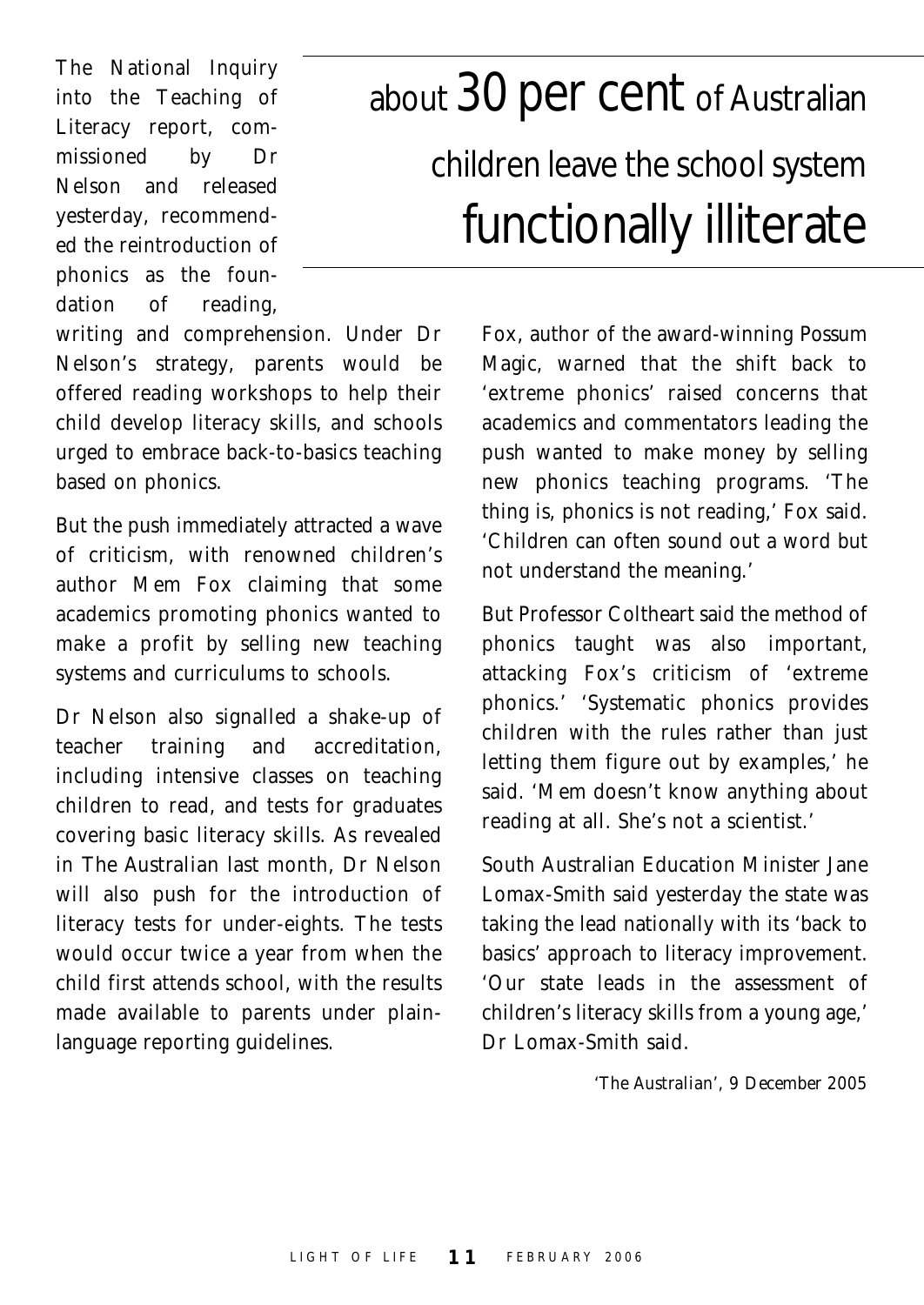# about 30 per cent of Australian children leave the school system functionally illiterate

The National Inquiry into the Teaching of Literacy report, commissioned by Dr Nelson and released yesterday, recommended the reintroduction of phonics as the foundation of reading, writing and comprehension. Under Dr Nelson's strategy, parents would be offered reading workshops to help their child develop literacy skills, and schools urged to embrace back-to-basics teaching based on phonics.

But the push immediately attracted a wave of criticism, with renowned children's author Mem Fox claiming that some academics promoting phonics wanted to make a profit by selling new teaching systems and curriculums to schools.

Dr Nelson also signalled a shake-up of teacher training and accreditation, including intensive classes on teaching children to read, and tests for graduates covering basic literacy skills. As revealed in The Australian last month, Dr Nelson will also push for the introduction of literacy tests for under-eights. The tests would occur twice a year from when the child first attends school, with the results made available to parents under plain-language reporting guidelines.

Fox, author of the award-winning Possum Magic, warned that the shift back to 'extreme phonics' raised concerns that academics and commentators leading the push wanted to make money by selling new phonics teaching programs. 'The thing is, phonics is not reading,' Fox said. 'Children can often sound out a word but not understand the meaning.'

But Professor Coltheart said the method of phonics taught was also important, attacking Fox's criticism of 'extreme phonics.' 'Systematic phonics provides children with the rules rather than just letting them figure out by examples,' he said. 'Mem doesn't know anything about reading at all. She's not a scientist.'

South Australian Education Minister Jane Lomax-Smith said yesterday the state was taking the lead nationally with its 'back to basics' approach to literacy improvement. 'Our state leads in the assessment of children's literacy skills from a young age,' Dr Lomax-Smith said.

*'The Australian', 9 December 2005*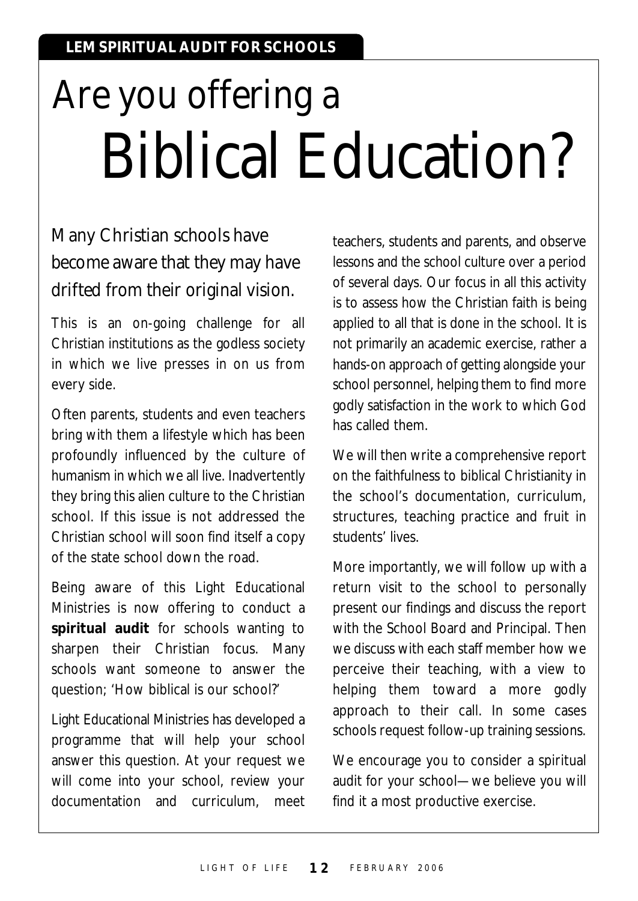**LEM SPIRITUAL AUDIT FOR SCHOOLS**

# Are you offering a Biblical Education?

## Many Christian schools have become aware that they may have drifted from their original vision.

This is an on-going challenge for all Christian institutions as the godless society in which we live presses in on us from every side.

Often parents, students and even teachers bring with them a lifestyle which has been profoundly influenced by the culture of humanism in which we all live. Inadvertently they bring this alien culture to the Christian school. If this issue is not addressed the Christian school will soon find itself a copy of the state school down the road.

Being aware of this Light Educational Ministries is now offering to conduct a **spiritual audit** for schools wanting to sharpen their Christian focus. Many schools want someone to answer the question; 'How biblical is our school?'

Light Educational Ministries has developed a programme that will help your school answer this question. At your request we will come into your school, review your documentation and curriculum, meet teachers, students and parents, and observe lessons and the school culture over a period of several days. Our focus in all this activity is to assess how the Christian faith is being applied to all that is done in the school. It is not primarily an academic exercise, rather a hands-on approach of getting alongside your school personnel, helping them to find more godly satisfaction in the work to which God has called them.

We will then write a comprehensive report on the faithfulness to biblical Christianity in the school's documentation, curriculum, structures, teaching practice and fruit in students' lives.

More importantly, we will follow up with a return visit to the school to personally present our findings and discuss the report with the School Board and Principal. Then we discuss with each staff member how we perceive their teaching, with a view to helping them toward a more godly approach to their call. In some cases schools request follow-up training sessions.

We encourage you to consider a spiritual audit for your school—we believe you will find it a most productive exercise.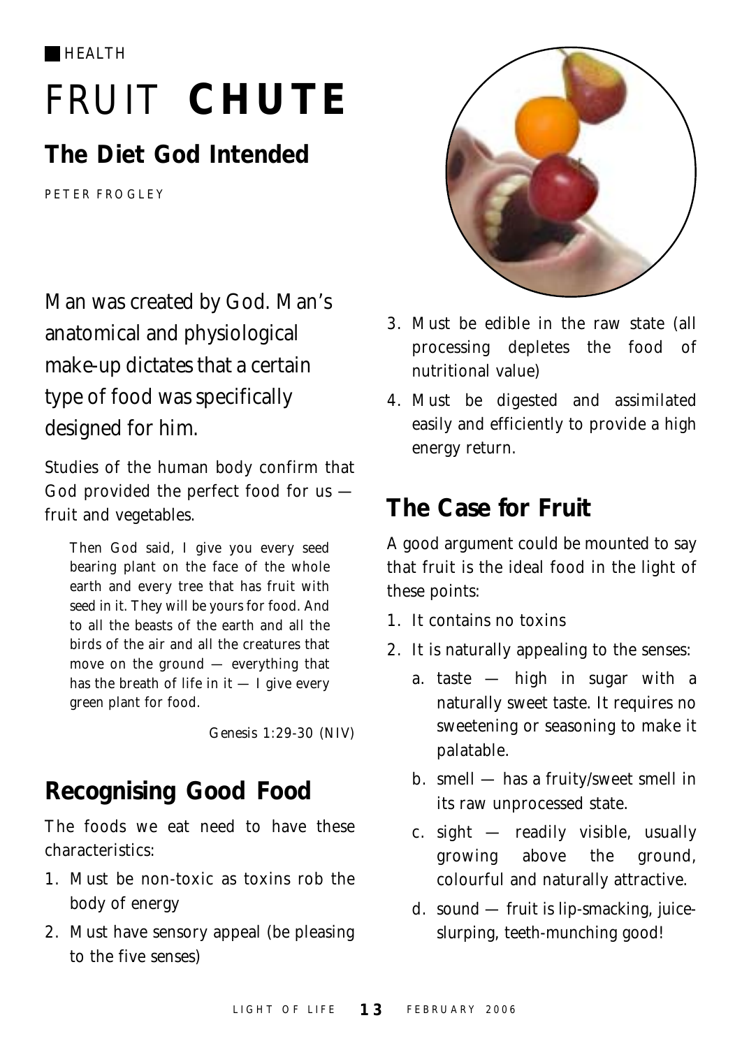HEALTH

# FRUIT **CHUTE**

## The Diet God Intended

PETER FROGLEY

Man was created by God. Man's anatomical and physiological make-up dictates that a certain type of food was specifically designed for him.

Studies of the human body confirm that God provided the perfect food for us — fruit and vegetables.

> Then God said, I give you every seed bearing plant on the face of the whole earth and every tree that has fruit with seed in it. They will be yours for food. And to all the beasts of the earth and all the birds of the air and all the creatures that move on the ground — everything that has the breath of life in it — I give every green plant for food.
>
> Genesis 1:29-30 (NIV)

## Recognising Good Food

The foods we eat need to have these characteristics:

1. Must be non-toxic as toxins rob the body of energy
2. Must have sensory appeal (be pleasing to the five senses)
3. Must be edible in the raw state (all processing depletes the food of nutritional value)
4. Must be digested and assimilated easily and efficiently to provide a high energy return.

## The Case for Fruit

A good argument could be mounted to say that fruit is the ideal food in the light of these points:

1. It contains no toxins
2. It is naturally appealing to the senses:
   a. taste — high in sugar with a naturally sweet taste. It requires no sweetening or seasoning to make it palatable.
   b. smell — has a fruity/sweet smell in its raw unprocessed state.
   c. sight — readily visible, usually growing above the ground, colourful and naturally attractive.
   d. sound — fruit is lip-smacking, juice-slurping, teeth-munching good!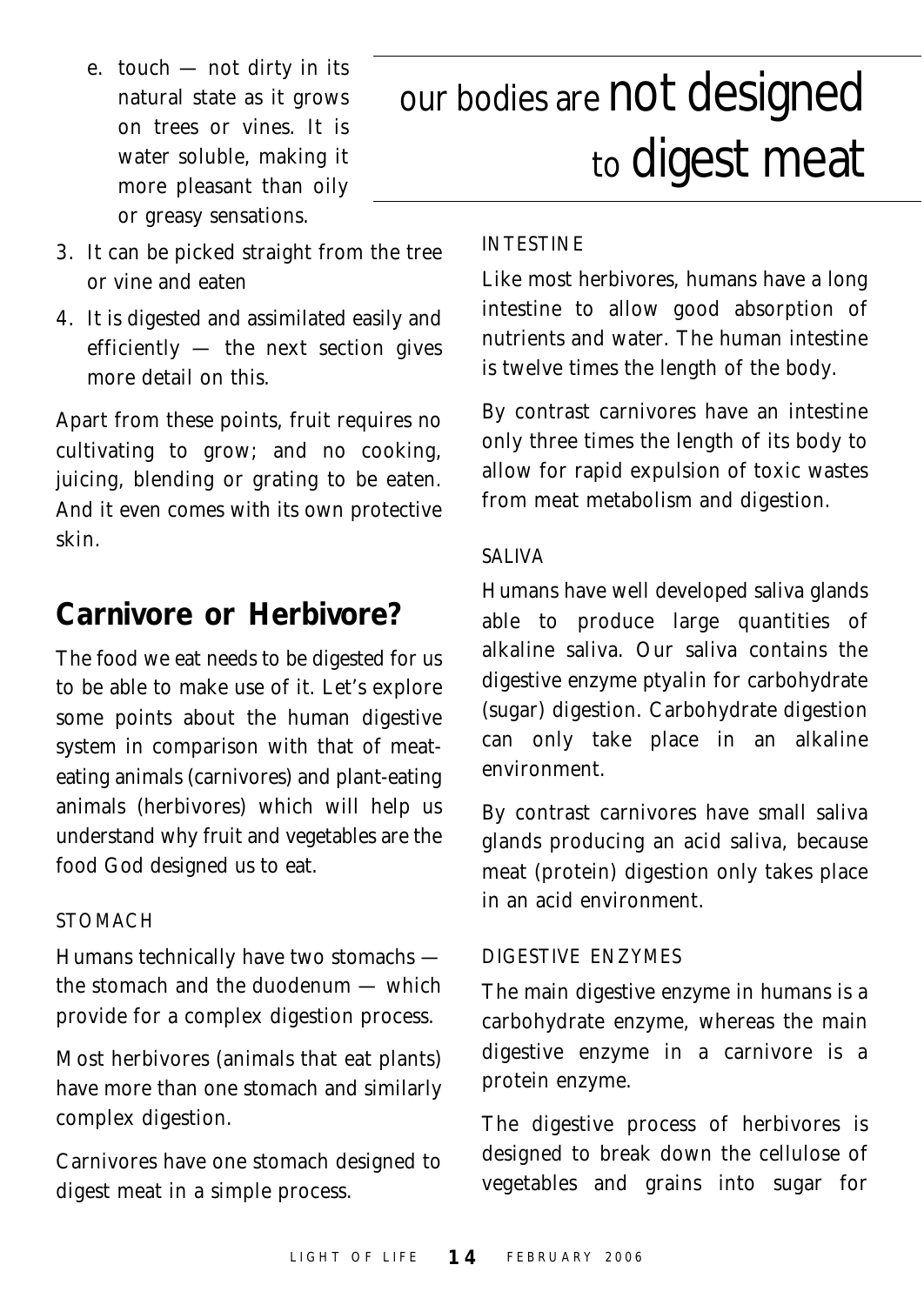e. touch — not dirty in its natural state as it grows on trees or vines. It is water soluble, making it more pleasant than oily or greasy sensations.

3. It can be picked straight from the tree or vine and eaten
4. It is digested and assimilated easily and efficiently — the next section gives more detail on this.

Apart from these points, fruit requires no cultivating to grow; and no cooking, juicing, blending or grating to be eaten. And it even comes with its own protective skin.

## Carnivore or Herbivore?

The food we eat needs to be digested for us to be able to make use of it. Let's explore some points about the human digestive system in comparison with that of meat-eating animals (carnivores) and plant-eating animals (herbivores) which will help us understand why fruit and vegetables are the food God designed us to eat.

### STOMACH

Humans technically have two stomachs — the stomach and the duodenum — which provide for a complex digestion process.

Most herbivores (animals that eat plants) have more than one stomach and similarly complex digestion.

Carnivores have one stomach designed to digest meat in a simple process.

# our bodies are not designed to digest meat

### INTESTINE

Like most herbivores, humans have a long intestine to allow good absorption of nutrients and water. The human intestine is twelve times the length of the body.

By contrast carnivores have an intestine only three times the length of its body to allow for rapid expulsion of toxic wastes from meat metabolism and digestion.

### SALIVA

Humans have well developed saliva glands able to produce large quantities of alkaline saliva. Our saliva contains the digestive enzyme ptyalin for carbohydrate (sugar) digestion. Carbohydrate digestion can only take place in an alkaline environment.

By contrast carnivores have small saliva glands producing an acid saliva, because meat (protein) digestion only takes place in an acid environment.

### DIGESTIVE ENZYMES

The main digestive enzyme in humans is a carbohydrate enzyme, whereas the main digestive enzyme in a carnivore is a protein enzyme.

The digestive process of herbivores is designed to break down the cellulose of vegetables and grains into sugar for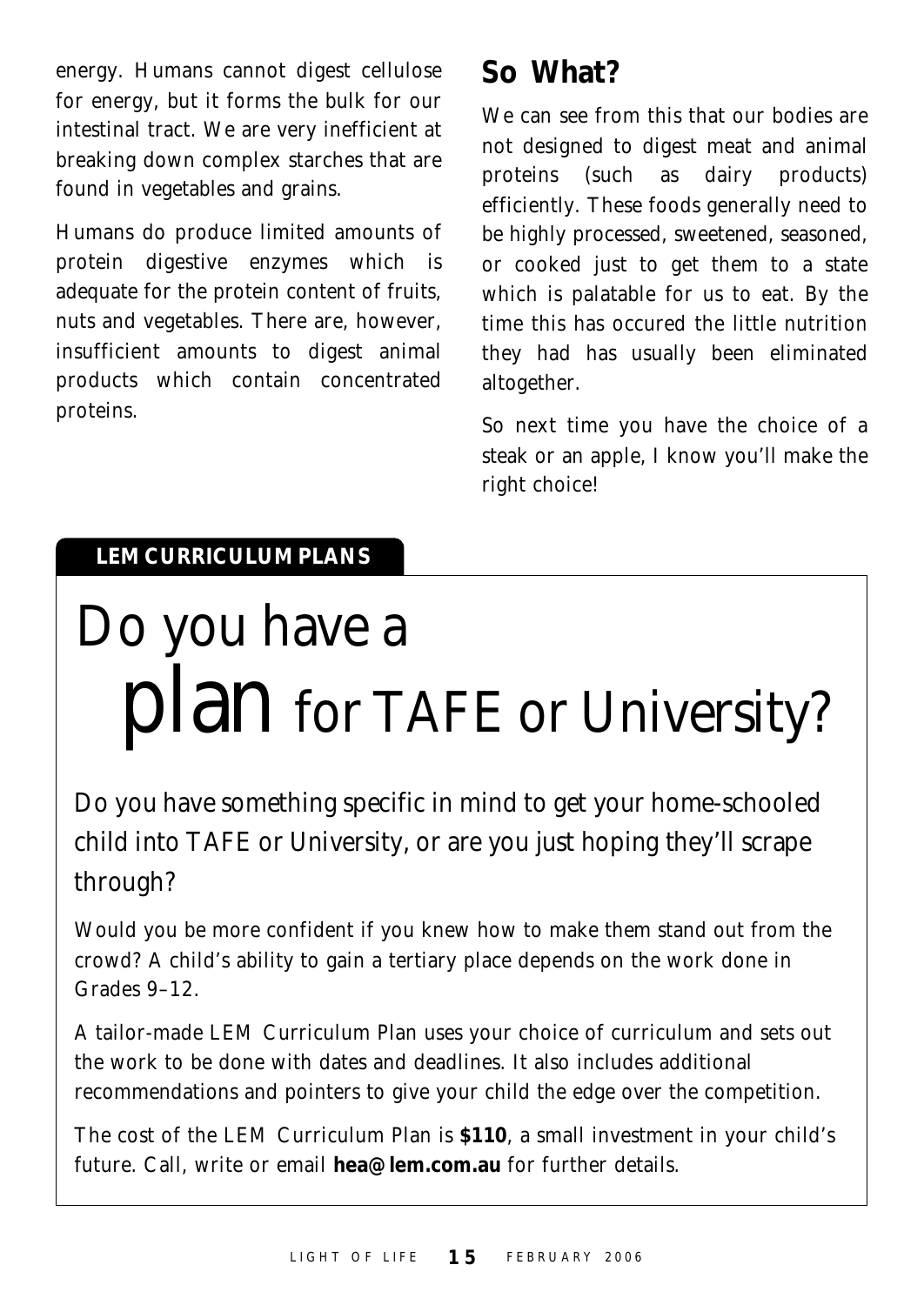energy. Humans cannot digest cellulose for energy, but it forms the bulk for our intestinal tract. We are very inefficient at breaking down complex starches that are found in vegetables and grains.

Humans do produce limited amounts of protein digestive enzymes which is adequate for the protein content of fruits, nuts and vegetables. There are, however, insufficient amounts to digest animal products which contain concentrated proteins.

## So What?

We can see from this that our bodies are not designed to digest meat and animal proteins (such as dairy products) efficiently. These foods generally need to be highly processed, sweetened, seasoned, or cooked just to get them to a state which is palatable for us to eat. By the time this has occured the little nutrition they had has usually been eliminated altogether.

So next time you have the choice of a steak or an apple, I know you'll make the right choice!

**LEM CURRICULUM PLANS**

# Do you have a plan for TAFE or University?

Do you have something specific in mind to get your home-schooled child into TAFE or University, or are you just hoping they'll scrape through?

Would you be more confident if you knew how to make them stand out from the crowd? A child's ability to gain a tertiary place depends on the work done in Grades 9–12.

A tailor-made LEM Curriculum Plan uses your choice of curriculum and sets out the work to be done with dates and deadlines. It also includes additional recommendations and pointers to give your child the edge over the competition.

The cost of the LEM Curriculum Plan is **$110**, a small investment in your child's future. Call, write or email **hea@lem.com.au** for further details.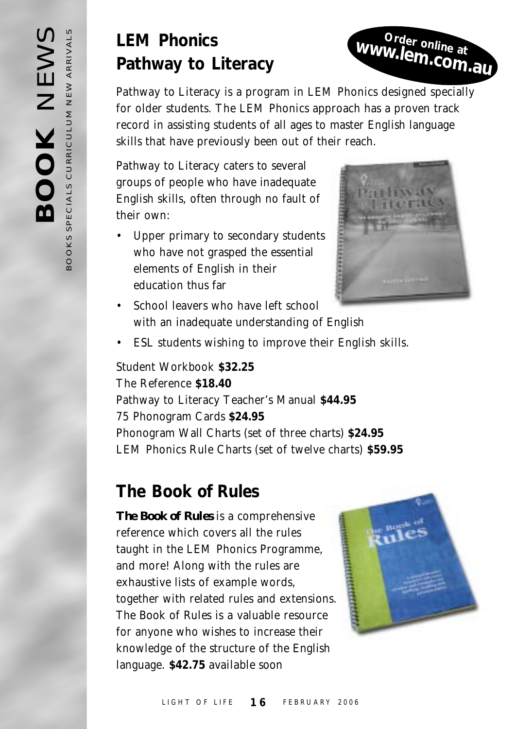## LEM Phonics Pathway to Literacy

**Order online at www.lem.com.au**

Pathway to Literacy is a program in LEM Phonics designed specially for older students. The LEM Phonics approach has a proven track record in assisting students of all ages to master English language skills that have previously been out of their reach.

Pathway to Literacy caters to several groups of people who have inadequate English skills, often through no fault of their own:

- Upper primary to secondary students who have not grasped the essential elements of English in their education thus far
- School leavers who have left school with an inadequate understanding of English
- ESL students wishing to improve their English skills.

Student Workbook **$32.25**
The Reference **$18.40**
Pathway to Literacy Teacher's Manual **$44.95**
75 Phonogram Cards **$24.95**
Phonogram Wall Charts (set of three charts) **$24.95**
LEM Phonics Rule Charts (set of twelve charts) **$59.95**

## The Book of Rules

***The Book of Rules*** is a comprehensive reference which covers all the rules taught in the LEM Phonics Programme, and more! Along with the rules are exhaustive lists of example words, together with related rules and extensions. The Book of Rules is a valuable resource for anyone who wishes to increase their knowledge of the structure of the English language. **$42.75** available soon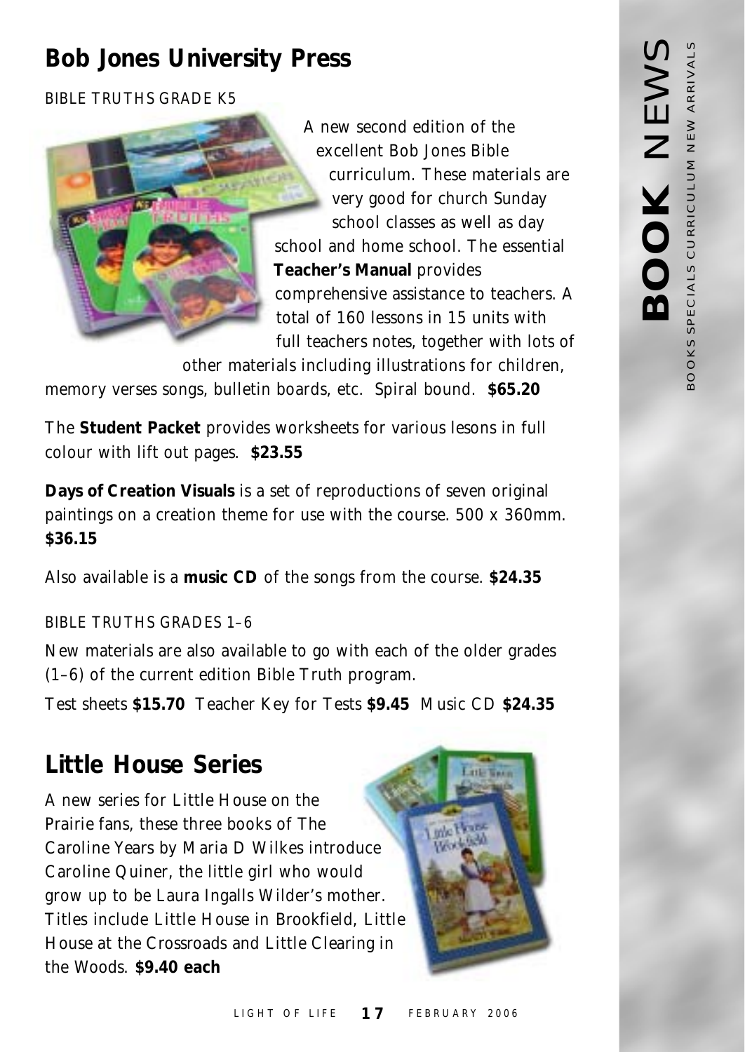## Bob Jones University Press

BIBLE TRUTHS GRADE K5

A new second edition of the excellent Bob Jones Bible curriculum. These materials are very good for church Sunday school classes as well as day school and home school. The essential **Teacher's Manual** provides comprehensive assistance to teachers. A total of 160 lessons in 15 units with full teachers notes, together with lots of other materials including illustrations for children, memory verses songs, bulletin boards, etc. Spiral bound. **$65.20**

The **Student Packet** provides worksheets for various lesons in full colour with lift out pages. **$23.55**

**Days of Creation Visuals** is a set of reproductions of seven original paintings on a creation theme for use with the course. 500 x 360mm. **$36.15**

Also available is a **music CD** of the songs from the course. **$24.35**

BIBLE TRUTHS GRADES 1–6

New materials are also available to go with each of the older grades (1–6) of the current edition Bible Truth program.

Test sheets **$15.70** Teacher Key for Tests **$9.45** Music CD **$24.35**

## Little House Series

A new series for Little House on the Prairie fans, these three books of The Caroline Years by Maria D Wilkes introduce Caroline Quiner, the little girl who would grow up to be Laura Ingalls Wilder's mother. Titles include Little House in Brookfield, Little House at the Crossroads and Little Clearing in the Woods. **$9.40 each**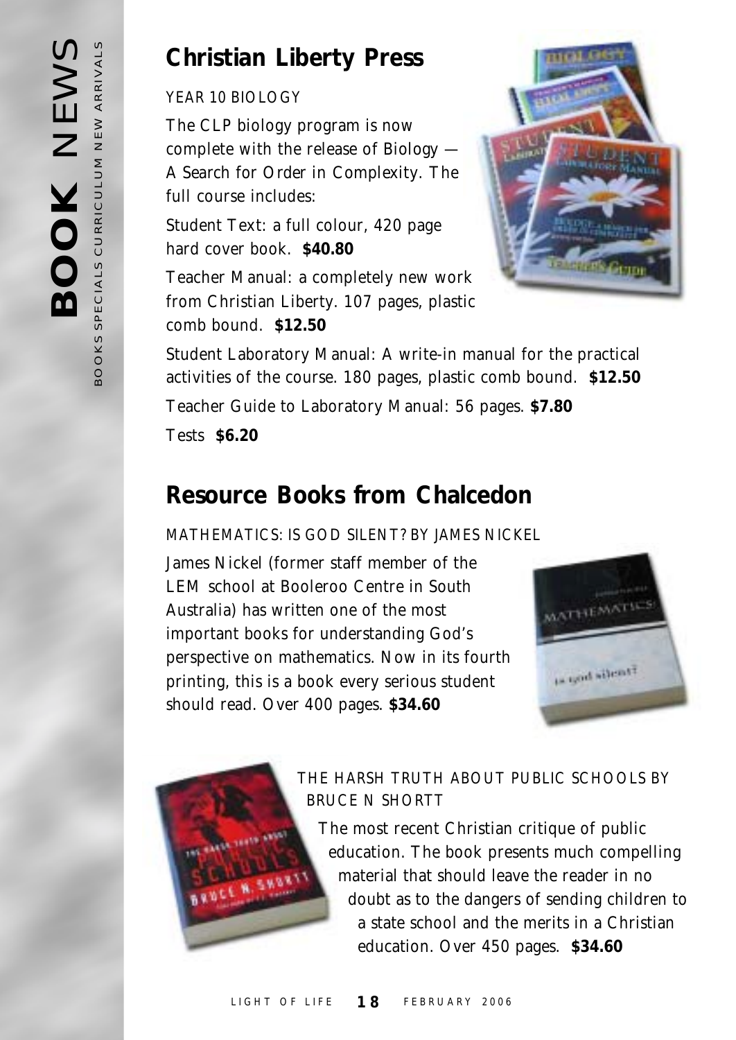## Christian Liberty Press

YEAR 10 BIOLOGY

The CLP biology program is now complete with the release of Biology — A Search for Order in Complexity. The full course includes:

Student Text: a full colour, 420 page hard cover book. **$40.80**

Teacher Manual: a completely new work from Christian Liberty. 107 pages, plastic comb bound. **$12.50**

Student Laboratory Manual: A write-in manual for the practical activities of the course. 180 pages, plastic comb bound. **$12.50**

Teacher Guide to Laboratory Manual: 56 pages. **$7.80**

Tests **$6.20**

## Resource Books from Chalcedon

MATHEMATICS: IS GOD SILENT? BY JAMES NICKEL

James Nickel (former staff member of the LEM school at Booleroo Centre in South Australia) has written one of the most important books for understanding God's perspective on mathematics. Now in its fourth printing, this is a book every serious student should read. Over 400 pages. **$34.60**

THE HARSH TRUTH ABOUT PUBLIC SCHOOLS BY BRUCE N SHORTT

The most recent Christian critique of public education. The book presents much compelling material that should leave the reader in no doubt as to the dangers of sending children to a state school and the merits in a Christian education. Over 450 pages. **$34.60**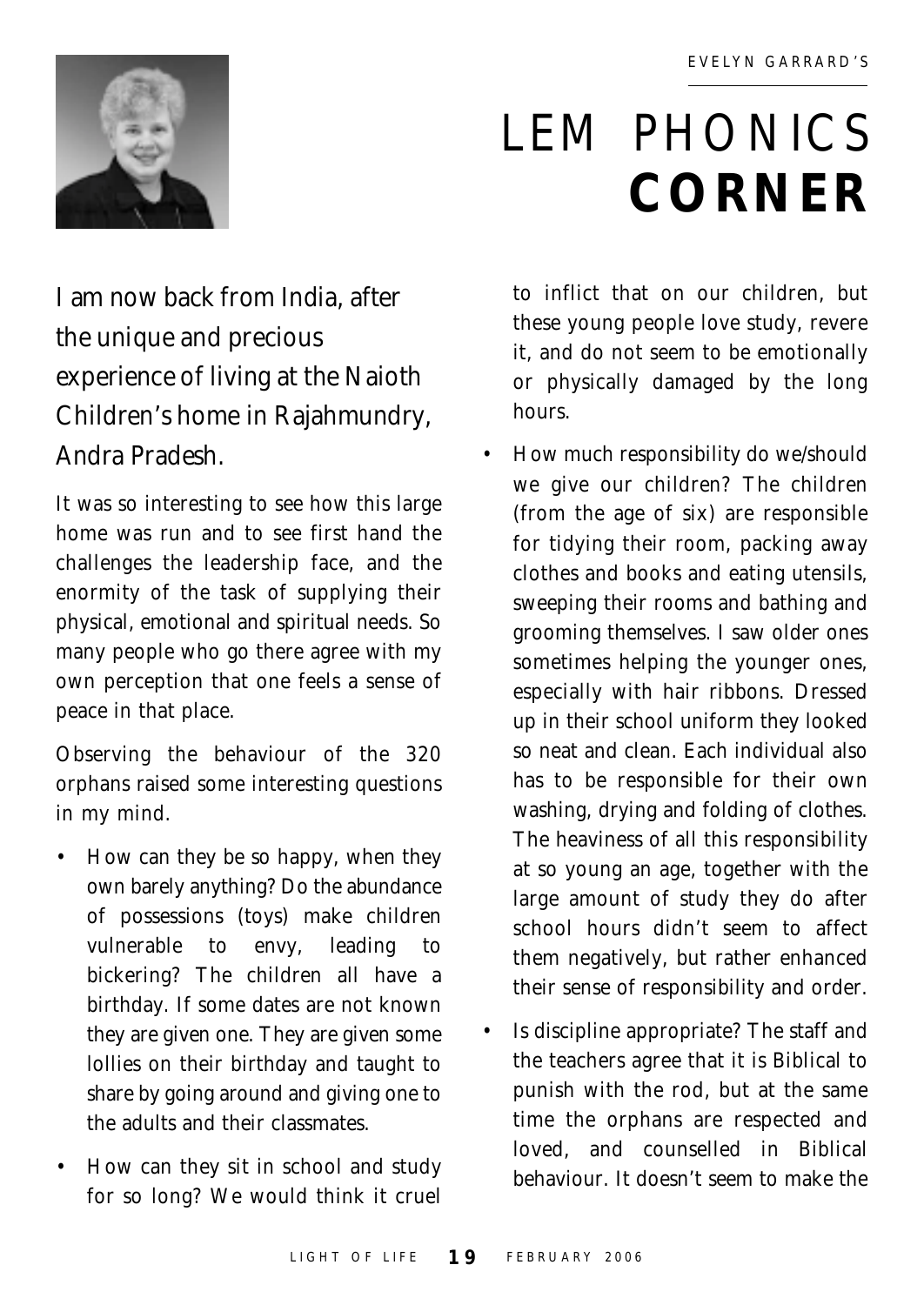EVELYN GARRARD'S

# LEM PHONICS **CORNER**

## I am now back from India, after the unique and precious experience of living at the Naioth Children's home in Rajahmundry, Andra Pradesh.

It was so interesting to see how this large home was run and to see first hand the challenges the leadership face, and the enormity of the task of supplying their physical, emotional and spiritual needs. So many people who go there agree with my own perception that one feels a sense of peace in that place.

Observing the behaviour of the 320 orphans raised some interesting questions in my mind.

- How can they be so happy, when they own barely anything? Do the abundance of possessions (toys) make children vulnerable to envy, leading to bickering? The children all have a birthday. If some dates are not known they are given one. They are given some lollies on their birthday and taught to share by going around and giving one to the adults and their classmates.
- How can they sit in school and study for so long? We would think it cruel to inflict that on our children, but these young people love study, revere it, and do not seem to be emotionally or physically damaged by the long hours.
- How much responsibility do we/should we give our children? The children (from the age of six) are responsible for tidying their room, packing away clothes and books and eating utensils, sweeping their rooms and bathing and grooming themselves. I saw older ones sometimes helping the younger ones, especially with hair ribbons. Dressed up in their school uniform they looked so neat and clean. Each individual also has to be responsible for their own washing, drying and folding of clothes. The heaviness of all this responsibility at so young an age, together with the large amount of study they do after school hours didn't seem to affect them negatively, but rather enhanced their sense of responsibility and order.
- Is discipline appropriate? The staff and the teachers agree that it is Biblical to punish with the rod, but at the same time the orphans are respected and loved, and counselled in Biblical behaviour. It doesn't seem to make the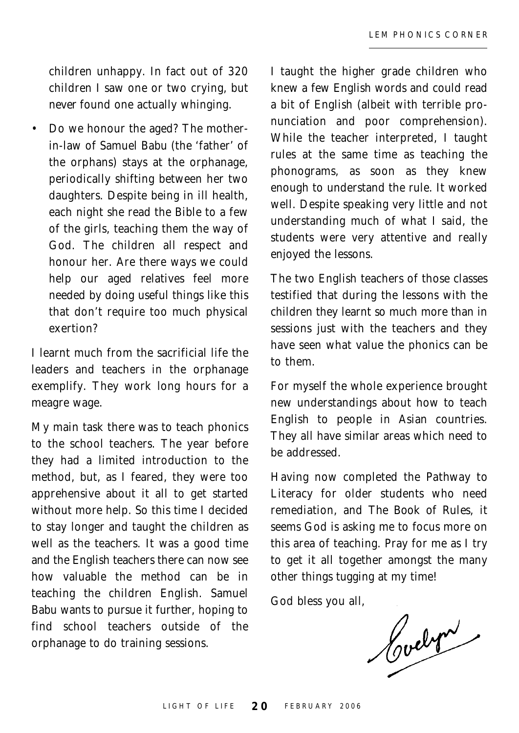children unhappy. In fact out of 320 children I saw one or two crying, but never found one actually whinging.

- Do we honour the aged? The mother-in-law of Samuel Babu (the 'father' of the orphans) stays at the orphanage, periodically shifting between her two daughters. Despite being in ill health, each night she read the Bible to a few of the girls, teaching them the way of God. The children all respect and honour her. Are there ways we could help our aged relatives feel more needed by doing useful things like this that don't require too much physical exertion?

I learnt much from the sacrificial life the leaders and teachers in the orphanage exemplify. They work long hours for a meagre wage.

My main task there was to teach phonics to the school teachers. The year before they had a limited introduction to the method, but, as I feared, they were too apprehensive about it all to get started without more help. So this time I decided to stay longer and taught the children as well as the teachers. It was a good time and the English teachers there can now see how valuable the method can be in teaching the children English. Samuel Babu wants to pursue it further, hoping to find school teachers outside of the orphanage to do training sessions.

I taught the higher grade children who knew a few English words and could read a bit of English (albeit with terrible pronunciation and poor comprehension). While the teacher interpreted, I taught rules at the same time as teaching the phonograms, as soon as they knew enough to understand the rule. It worked well. Despite speaking very little and not understanding much of what I said, the students were very attentive and really enjoyed the lessons.

The two English teachers of those classes testified that during the lessons with the children they learnt so much more than in sessions just with the teachers and they have seen what value the phonics can be to them.

For myself the whole experience brought new understandings about how to teach English to people in Asian countries. They all have similar areas which need to be addressed.

Having now completed the Pathway to Literacy for older students who need remediation, and The Book of Rules, it seems God is asking me to focus more on this area of teaching. Pray for me as I try to get it all together amongst the many other things tugging at my time!

God bless you all,

Evelyn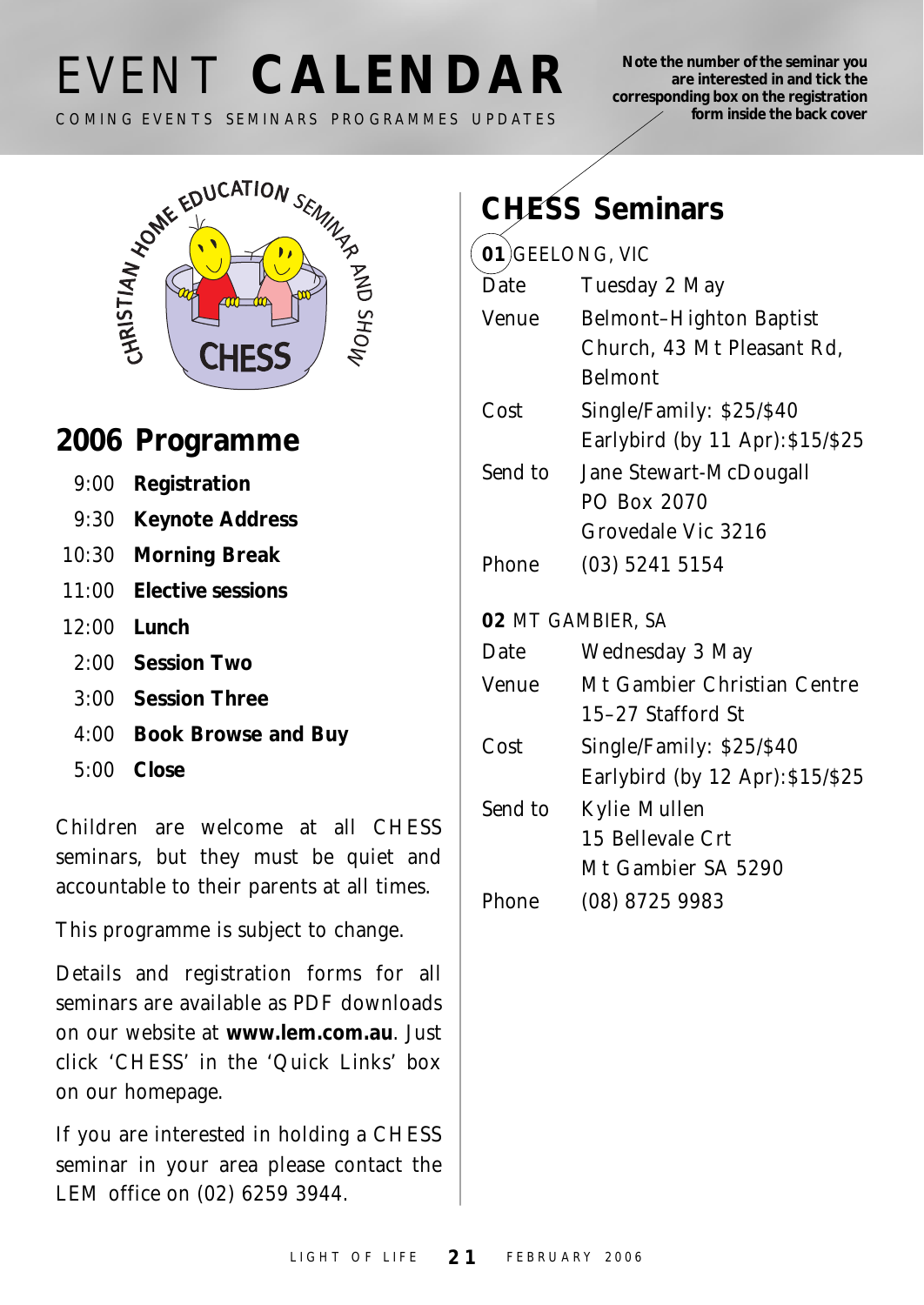# EVENT **CALENDAR**

COMING EVENTS SEMINARS PROGRAMMES UPDATES

**Note the number of the seminar you are interested in and tick the corresponding box on the registration form inside the back cover**

CHRISTIAN HOME EDUCATION SEMINAR AND SHOW

CHESS

## 2006 Programme

| | |
|---|---|
| 9:00 | **Registration** |
| 9:30 | **Keynote Address** |
| 10:30 | **Morning Break** |
| 11:00 | **Elective sessions** |
| 12:00 | **Lunch** |
| 2:00 | **Session Two** |
| 3:00 | **Session Three** |
| 4:00 | **Book Browse and Buy** |
| 5:00 | **Close** |

Children are welcome at all CHESS seminars, but they must be quiet and accountable to their parents at all times.

This programme is subject to change.

Details and registration forms for all seminars are available as PDF downloads on our website at **www.lem.com.au**. Just click 'CHESS' in the 'Quick Links' box on our homepage.

If you are interested in holding a CHESS seminar in your area please contact the LEM office on (02) 6259 3944.

## CHESS Seminars

**01** GEELONG, VIC

| | |
|---|---|
| Date | Tuesday 2 May |
| Venue | Belmont–Highton Baptist Church, 43 Mt Pleasant Rd, Belmont |
| Cost | Single/Family: $25/$40<br>Earlybird (by 11 Apr): $15/$25 |
| Send to | Jane Stewart-McDougall<br>PO Box 2070<br>Grovedale Vic 3216 |
| Phone | (03) 5241 5154 |

**02** MT GAMBIER, SA

| | |
|---|---|
| Date | Wednesday 3 May |
| Venue | Mt Gambier Christian Centre<br>15–27 Stafford St |
| Cost | Single/Family: $25/$40<br>Earlybird (by 12 Apr): $15/$25 |
| Send to | Kylie Mullen<br>15 Bellevale Crt<br>Mt Gambier SA 5290 |
| Phone | (08) 8725 9983 |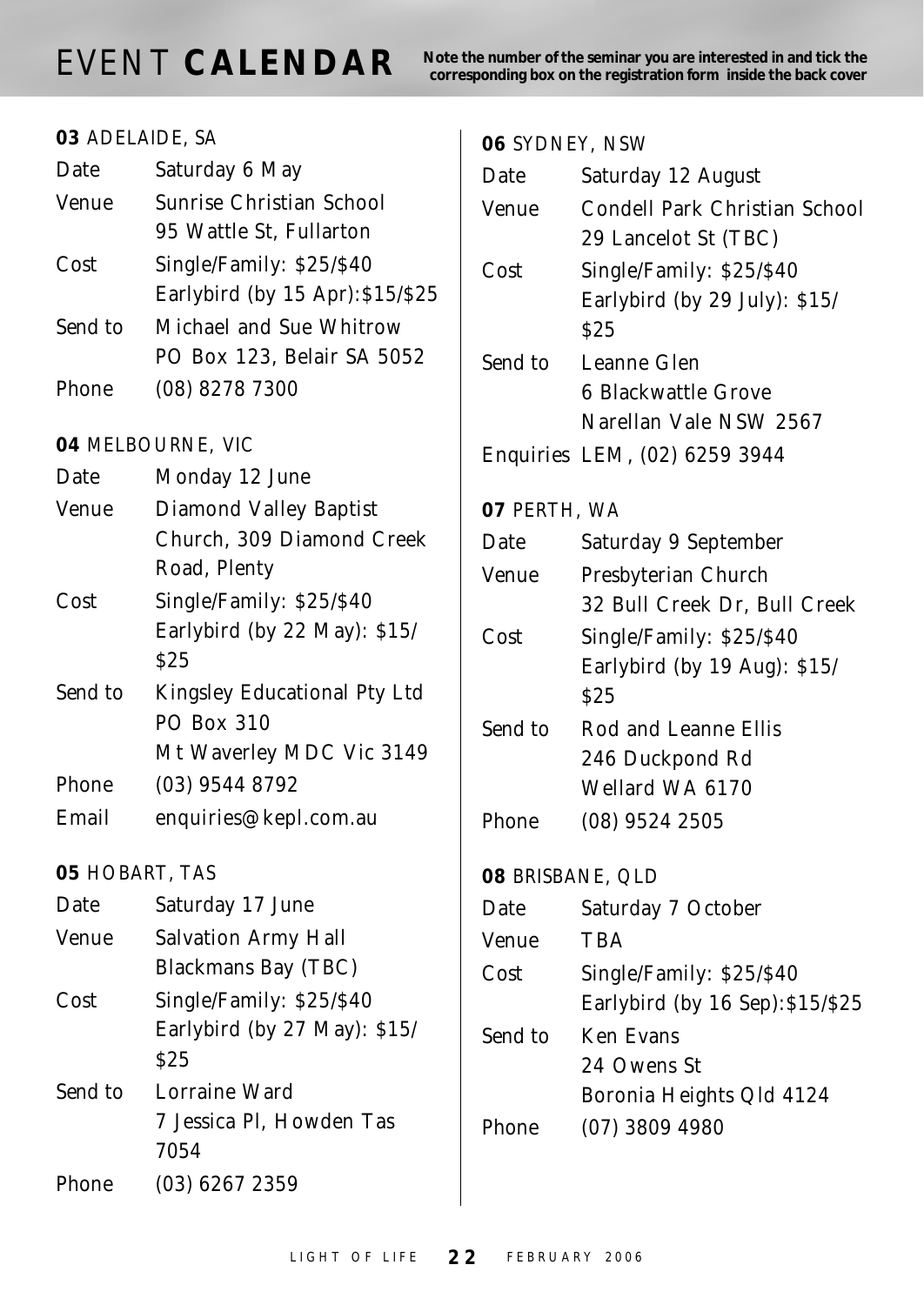# EVENT **CALENDAR**

**Note the number of the seminar you are interested in and tick the corresponding box on the registration form inside the back cover**

**03** ADELAIDE, SA

| | |
|---|---|
| Date | Saturday 6 May |
| Venue | Sunrise Christian School<br>95 Wattle St, Fullarton |
| Cost | Single/Family: $25/$40<br>Earlybird (by 15 Apr):$15/$25 |
| Send to | Michael and Sue Whitrow<br>PO Box 123, Belair SA 5052 |
| Phone | (08) 8278 7300 |

**04** MELBOURNE, VIC

| | |
|---|---|
| Date | Monday 12 June |
| Venue | Diamond Valley Baptist Church, 309 Diamond Creek Road, Plenty |
| Cost | Single/Family: $25/$40<br>Earlybird (by 22 May): $15/ $25 |
| Send to | Kingsley Educational Pty Ltd<br>PO Box 310<br>Mt Waverley MDC Vic 3149 |
| Phone | (03) 9544 8792 |
| Email | enquiries@kepl.com.au |

**05** HOBART, TAS

| | |
|---|---|
| Date | Saturday 17 June |
| Venue | Salvation Army Hall<br>Blackmans Bay (TBC) |
| Cost | Single/Family: $25/$40<br>Earlybird (by 27 May): $15/ $25 |
| Send to | Lorraine Ward<br>7 Jessica Pl, Howden Tas 7054 |
| Phone | (03) 6267 2359 |

**06** SYDNEY, NSW

| | |
|---|---|
| Date | Saturday 12 August |
| Venue | Condell Park Christian School<br>29 Lancelot St (TBC) |
| Cost | Single/Family: $25/$40<br>Earlybird (by 29 July): $15/ $25 |
| Send to | Leanne Glen<br>6 Blackwattle Grove<br>Narellan Vale NSW 2567 |
| Enquiries | LEM, (02) 6259 3944 |

**07** PERTH, WA

| | |
|---|---|
| Date | Saturday 9 September |
| Venue | Presbyterian Church<br>32 Bull Creek Dr, Bull Creek |
| Cost | Single/Family: $25/$40<br>Earlybird (by 19 Aug): $15/ $25 |
| Send to | Rod and Leanne Ellis<br>246 Duckpond Rd<br>Wellard WA 6170 |
| Phone | (08) 9524 2505 |

**08** BRISBANE, QLD

| | |
|---|---|
| Date | Saturday 7 October |
| Venue | TBA |
| Cost | Single/Family: $25/$40<br>Earlybird (by 16 Sep):$15/$25 |
| Send to | Ken Evans<br>24 Owens St<br>Boronia Heights Qld 4124 |
| Phone | (07) 3809 4980 |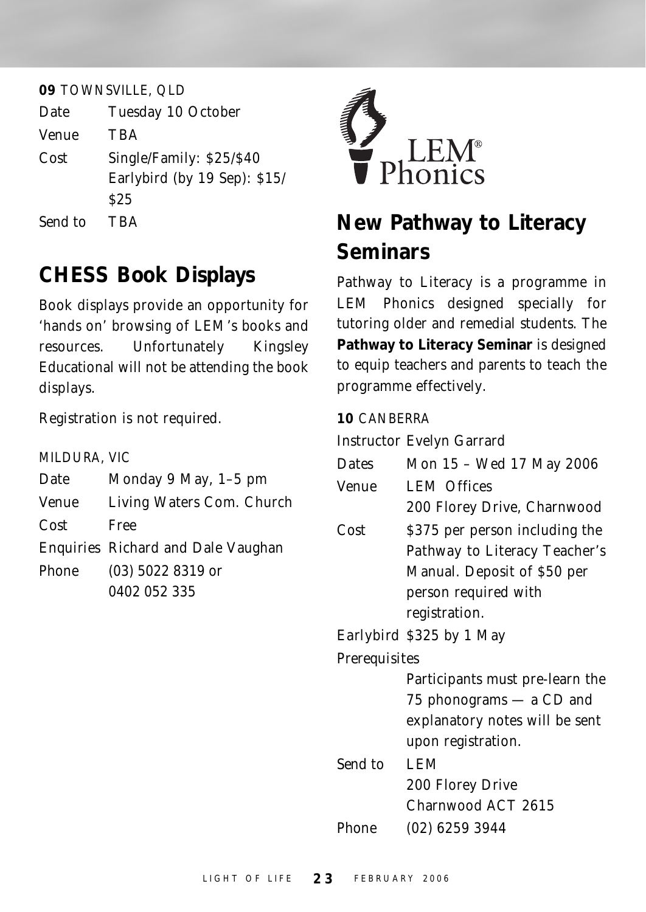**09** TOWNSVILLE, QLD

| | |
|---|---|
| Date | Tuesday 10 October |
| Venue | TBA |
| Cost | Single/Family: $25/$40<br>Earlybird (by 19 Sep): $15/$25 |
| Send to | TBA |

## CHESS Book Displays

Book displays provide an opportunity for 'hands on' browsing of LEM's books and resources. Unfortunately Kingsley Educational will not be attending the book displays.

Registration is not required.

MILDURA, VIC

| | |
|---|---|
| Date | Monday 9 May, 1–5 pm |
| Venue | Living Waters Com. Church |
| Cost | Free |
| Enquiries | Richard and Dale Vaughan |
| Phone | (03) 5022 8319 or<br>0402 052 335 |

LEM® Phonics

## New Pathway to Literacy Seminars

Pathway to Literacy is a programme in LEM Phonics designed specially for tutoring older and remedial students. The **Pathway to Literacy Seminar** is designed to equip teachers and parents to teach the programme effectively.

**10** CANBERRA

| | |
|---|---|
| Instructor | Evelyn Garrard |
| Dates | Mon 15 – Wed 17 May 2006 |
| Venue | LEM Offices<br>200 Florey Drive, Charnwood |
| Cost | $375 per person including the Pathway to Literacy Teacher's Manual. Deposit of $50 per person required with registration. |
| Earlybird | $325 by 1 May |
| Prerequisites | Participants must pre-learn the 75 phonograms — a CD and explanatory notes will be sent upon registration. |
| Send to | LEM<br>200 Florey Drive<br>Charnwood ACT 2615 |
| Phone | (02) 6259 3944 |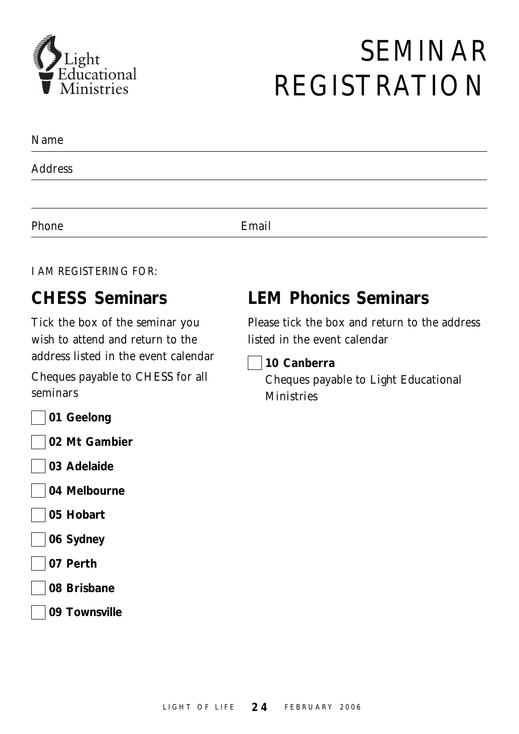Light Educational Ministries

# SEMINAR REGISTRATION

Name ______________________________

Address ______________________________

______________________________

Phone ______________ Email ______________

I AM REGISTERING FOR:

## CHESS Seminars

Tick the box of the seminar you wish to attend and return to the address listed in the event calendar

Cheques payable to CHESS for all seminars

- [ ] **01 Geelong**
- [ ] **02 Mt Gambier**
- [ ] **03 Adelaide**
- [ ] **04 Melbourne**
- [ ] **05 Hobart**
- [ ] **06 Sydney**
- [ ] **07 Perth**
- [ ] **08 Brisbane**
- [ ] **09 Townsville**

## LEM Phonics Seminars

Please tick the box and return to the address listed in the event calendar

- [ ] **10 Canberra**
  Cheques payable to Light Educational Ministries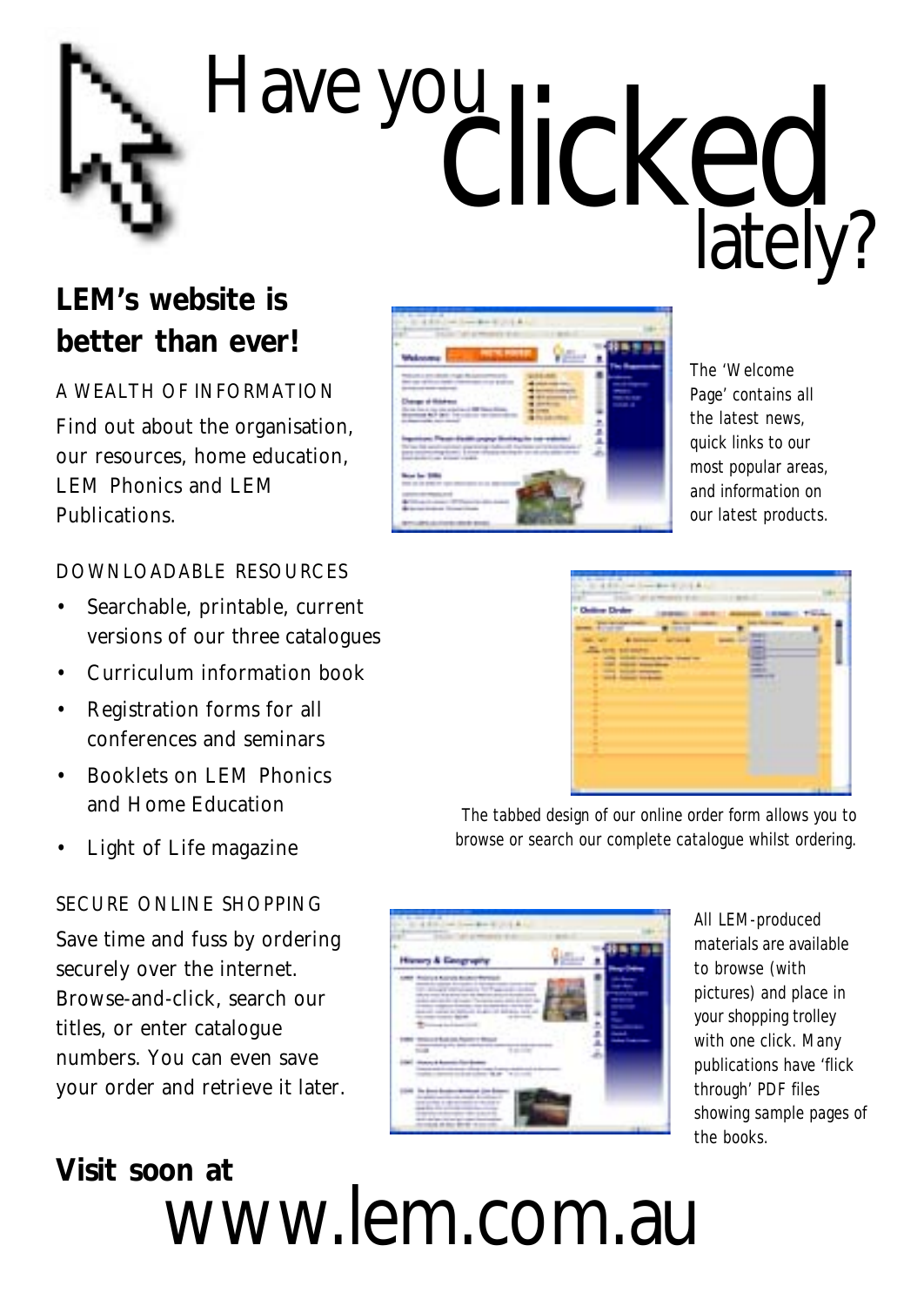# Have you clicked lately?

## LEM's website is better than ever!

A WEALTH OF INFORMATION

Find out about the organisation, our resources, home education, LEM Phonics and LEM Publications.

DOWNLOADABLE RESOURCES

- Searchable, printable, current versions of our three catalogues
- Curriculum information book
- Registration forms for all conferences and seminars
- Booklets on LEM Phonics and Home Education
- Light of Life magazine

SECURE ONLINE SHOPPING

Save time and fuss by ordering securely over the internet. Browse-and-click, search our titles, or enter catalogue numbers. You can even save your order and retrieve it later.

The 'Welcome Page' contains all the latest news, quick links to our most popular areas, and information on our latest products.

The tabbed design of our online order form allows you to browse or search our complete catalogue whilst ordering.

All LEM-produced materials are available to browse (with pictures) and place in your shopping trolley with one click. Many publications have 'flick through' PDF files showing sample pages of the books.

**Visit soon at**

# www.lem.com.au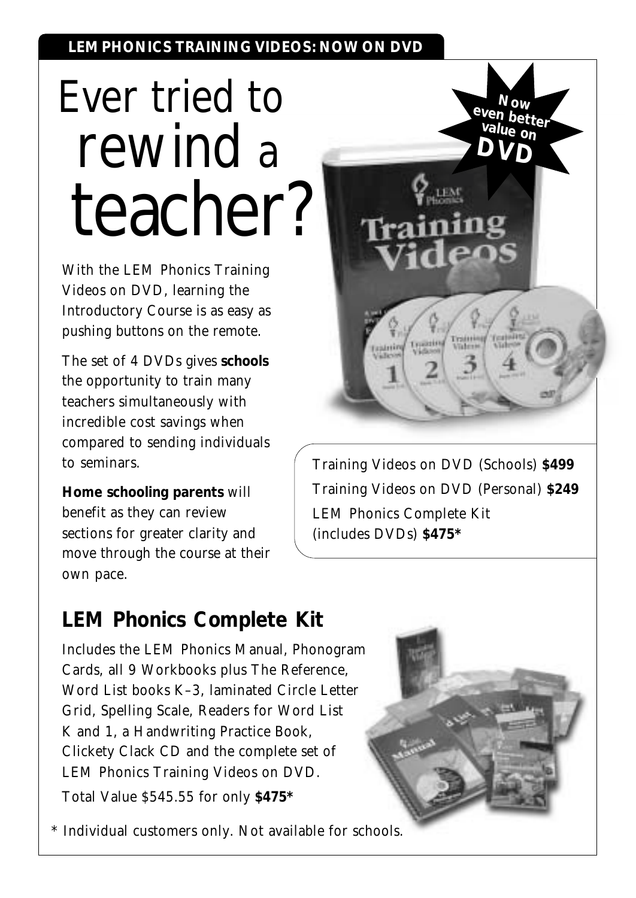**LEM PHONICS TRAINING VIDEOS: NOW ON DVD**

# Ever tried to rewind a teacher?

Now even better value on DVD

With the LEM Phonics Training Videos on DVD, learning the Introductory Course is as easy as pushing buttons on the remote.

The set of 4 DVDs gives **schools** the opportunity to train many teachers simultaneously with incredible cost savings when compared to sending individuals to seminars.

**Home schooling parents** will benefit as they can review sections for greater clarity and move through the course at their own pace.

Training Videos on DVD (Schools) **$499**

Training Videos on DVD (Personal) **$249**

LEM Phonics Complete Kit (includes DVDs) **$475***

## LEM Phonics Complete Kit

Includes the LEM Phonics Manual, Phonogram Cards, all 9 Workbooks plus The Reference, Word List books K–3, laminated Circle Letter Grid, Spelling Scale, Readers for Word List K and 1, a Handwriting Practice Book, Clickety Clack CD and the complete set of LEM Phonics Training Videos on DVD.

Total Value $545.55 for only **$475***

* Individual customers only. Not available for schools.